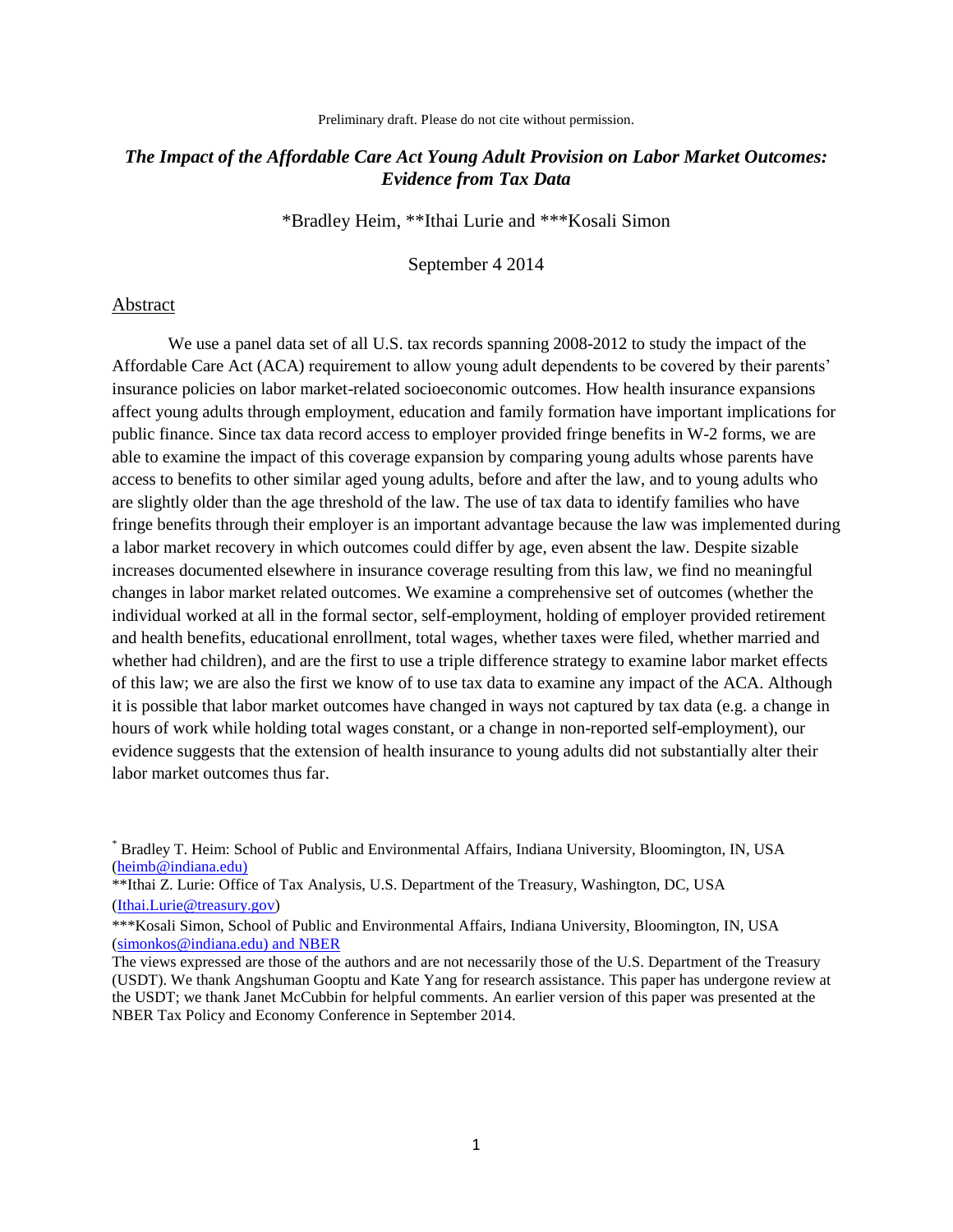Preliminary draft. Please do not cite without permission.

# *The Impact of the Affordable Care Act Young Adult Provision on Labor Market Outcomes: Evidence from Tax Data*

*Bradley Heim, **Ithai Lurie and ***Kosali Simon

September 4 2014

## Abstract

We use a panel data set of all U.S. tax records spanning 2008-2012 to study the impact of the Affordable Care Act (ACA) requirement to allow young adult dependents to be covered by their parents' insurance policies on labor market-related socioeconomic outcomes. How health insurance expansions affect young adults through employment, education and family formation have important implications for public finance. Since tax data record access to employer provided fringe benefits in W-2 forms, we are able to examine the impact of this coverage expansion by comparing young adults whose parents have access to benefits to other similar aged young adults, before and after the law, and to young adults who are slightly older than the age threshold of the law. The use of tax data to identify families who have fringe benefits through their employer is an important advantage because the law was implemented during a labor market recovery in which outcomes could differ by age, even absent the law. Despite sizable increases documented elsewhere in insurance coverage resulting from this law, we find no meaningful changes in labor market related outcomes. We examine a comprehensive set of outcomes (whether the individual worked at all in the formal sector, self-employment, holding of employer provided retirement and health benefits, educational enrollment, total wages, whether taxes were filed, whether married and whether had children), and are the first to use a triple difference strategy to examine labor market effects of this law; we are also the first we know of to use tax data to examine any impact of the ACA. Although it is possible that labor market outcomes have changed in ways not captured by tax data (e.g. a change in hours of work while holding total wages constant, or a change in non-reported self-employment), our evidence suggests that the extension of health insurance to young adults did not substantially alter their labor market outcomes thus far.

---

[*] Bradley T. Heim: School of Public and Environmental Affairs, Indiana University, Bloomington, IN, USA (heimb@indiana.edu)

**Ithai Z. Lurie: Office of Tax Analysis, U.S. Department of the Treasury, Washington, DC, USA (Ithai.Lurie@treasury.gov)

***Kosali Simon, School of Public and Environmental Affairs, Indiana University, Bloomington, IN, USA (simonkos@indiana.edu) and NBER

The views expressed are those of the authors and are not necessarily those of the U.S. Department of the Treasury (USDT). We thank Angshuman Gooptu and Kate Yang for research assistance. This paper has undergone review at the USDT; we thank Janet McCubbin for helpful comments. An earlier version of this paper was presented at the NBER Tax Policy and Economy Conference in September 2014.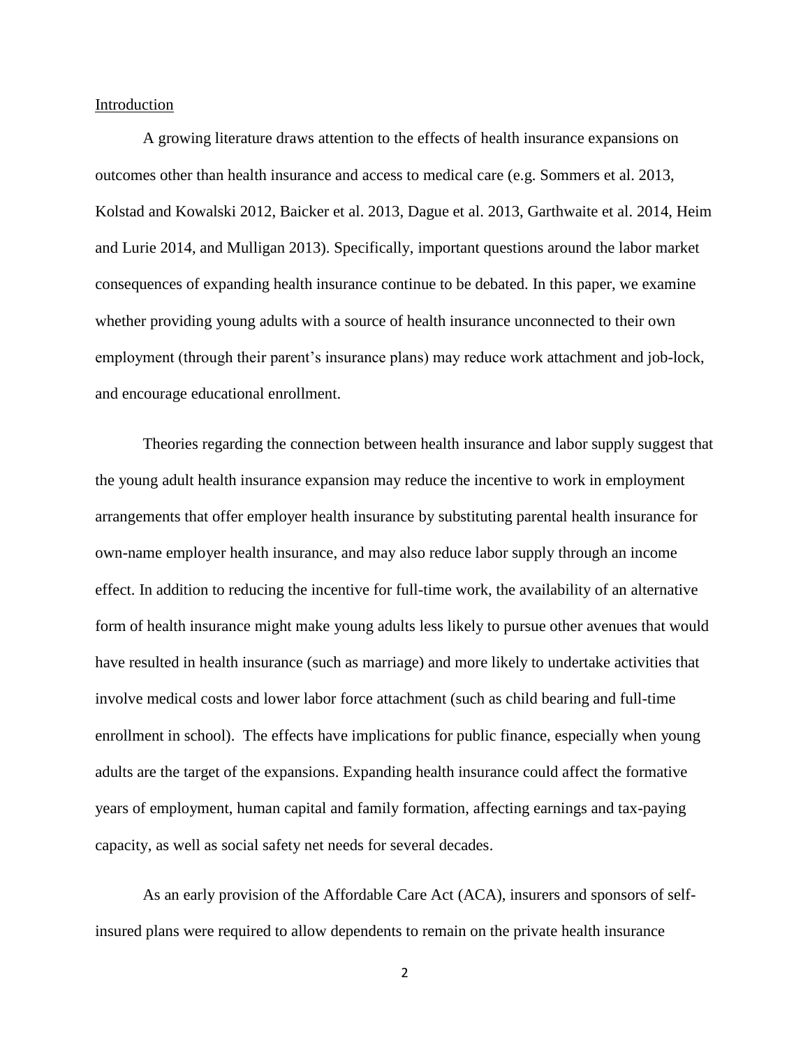## Introduction

A growing literature draws attention to the effects of health insurance expansions on outcomes other than health insurance and access to medical care (e.g. Sommers et al. 2013, Kolstad and Kowalski 2012, Baicker et al. 2013, Dague et al. 2013, Garthwaite et al. 2014, Heim and Lurie 2014, and Mulligan 2013). Specifically, important questions around the labor market consequences of expanding health insurance continue to be debated. In this paper, we examine whether providing young adults with a source of health insurance unconnected to their own employment (through their parent's insurance plans) may reduce work attachment and job-lock, and encourage educational enrollment.

Theories regarding the connection between health insurance and labor supply suggest that the young adult health insurance expansion may reduce the incentive to work in employment arrangements that offer employer health insurance by substituting parental health insurance for own-name employer health insurance, and may also reduce labor supply through an income effect. In addition to reducing the incentive for full-time work, the availability of an alternative form of health insurance might make young adults less likely to pursue other avenues that would have resulted in health insurance (such as marriage) and more likely to undertake activities that involve medical costs and lower labor force attachment (such as child bearing and full-time enrollment in school). The effects have implications for public finance, especially when young adults are the target of the expansions. Expanding health insurance could affect the formative years of employment, human capital and family formation, affecting earnings and tax-paying capacity, as well as social safety net needs for several decades.

As an early provision of the Affordable Care Act (ACA), insurers and sponsors of self-insured plans were required to allow dependents to remain on the private health insurance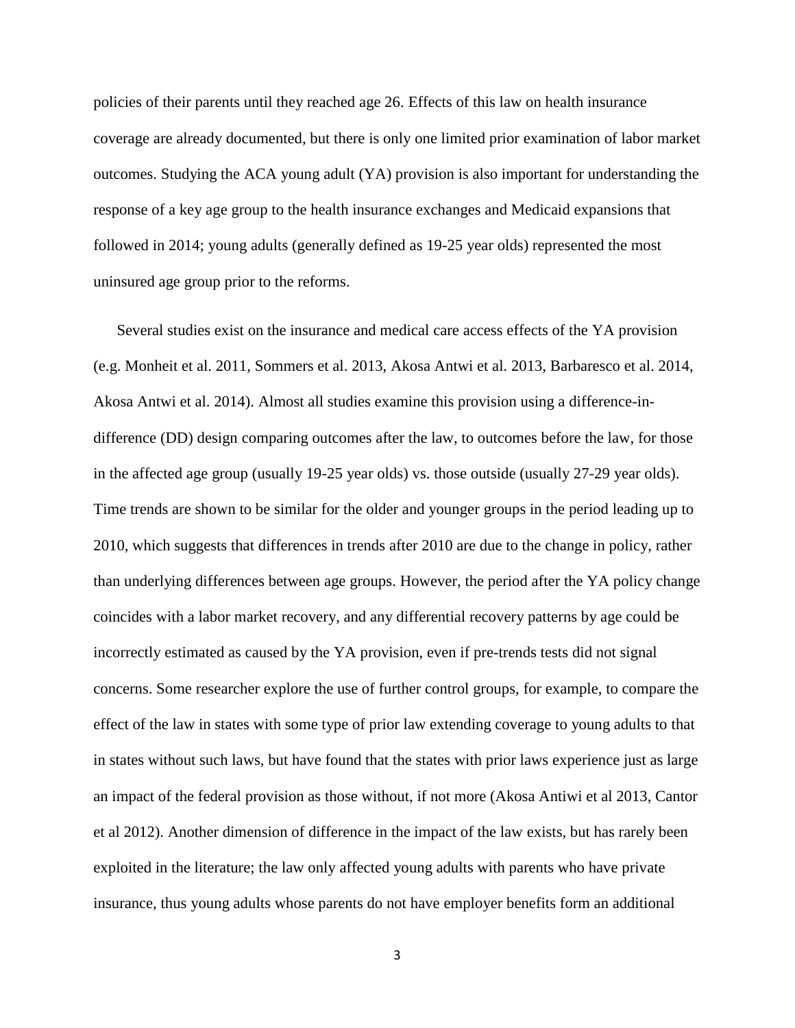policies of their parents until they reached age 26. Effects of this law on health insurance coverage are already documented, but there is only one limited prior examination of labor market outcomes. Studying the ACA young adult (YA) provision is also important for understanding the response of a key age group to the health insurance exchanges and Medicaid expansions that followed in 2014; young adults (generally defined as 19-25 year olds) represented the most uninsured age group prior to the reforms.

Several studies exist on the insurance and medical care access effects of the YA provision (e.g. Monheit et al. 2011, Sommers et al. 2013, Akosa Antwi et al. 2013, Barbaresco et al. 2014, Akosa Antwi et al. 2014). Almost all studies examine this provision using a difference-in-difference (DD) design comparing outcomes after the law, to outcomes before the law, for those in the affected age group (usually 19-25 year olds) vs. those outside (usually 27-29 year olds). Time trends are shown to be similar for the older and younger groups in the period leading up to 2010, which suggests that differences in trends after 2010 are due to the change in policy, rather than underlying differences between age groups. However, the period after the YA policy change coincides with a labor market recovery, and any differential recovery patterns by age could be incorrectly estimated as caused by the YA provision, even if pre-trends tests did not signal concerns. Some researcher explore the use of further control groups, for example, to compare the effect of the law in states with some type of prior law extending coverage to young adults to that in states without such laws, but have found that the states with prior laws experience just as large an impact of the federal provision as those without, if not more (Akosa Antiwi et al 2013, Cantor et al 2012). Another dimension of difference in the impact of the law exists, but has rarely been exploited in the literature; the law only affected young adults with parents who have private insurance, thus young adults whose parents do not have employer benefits form an additional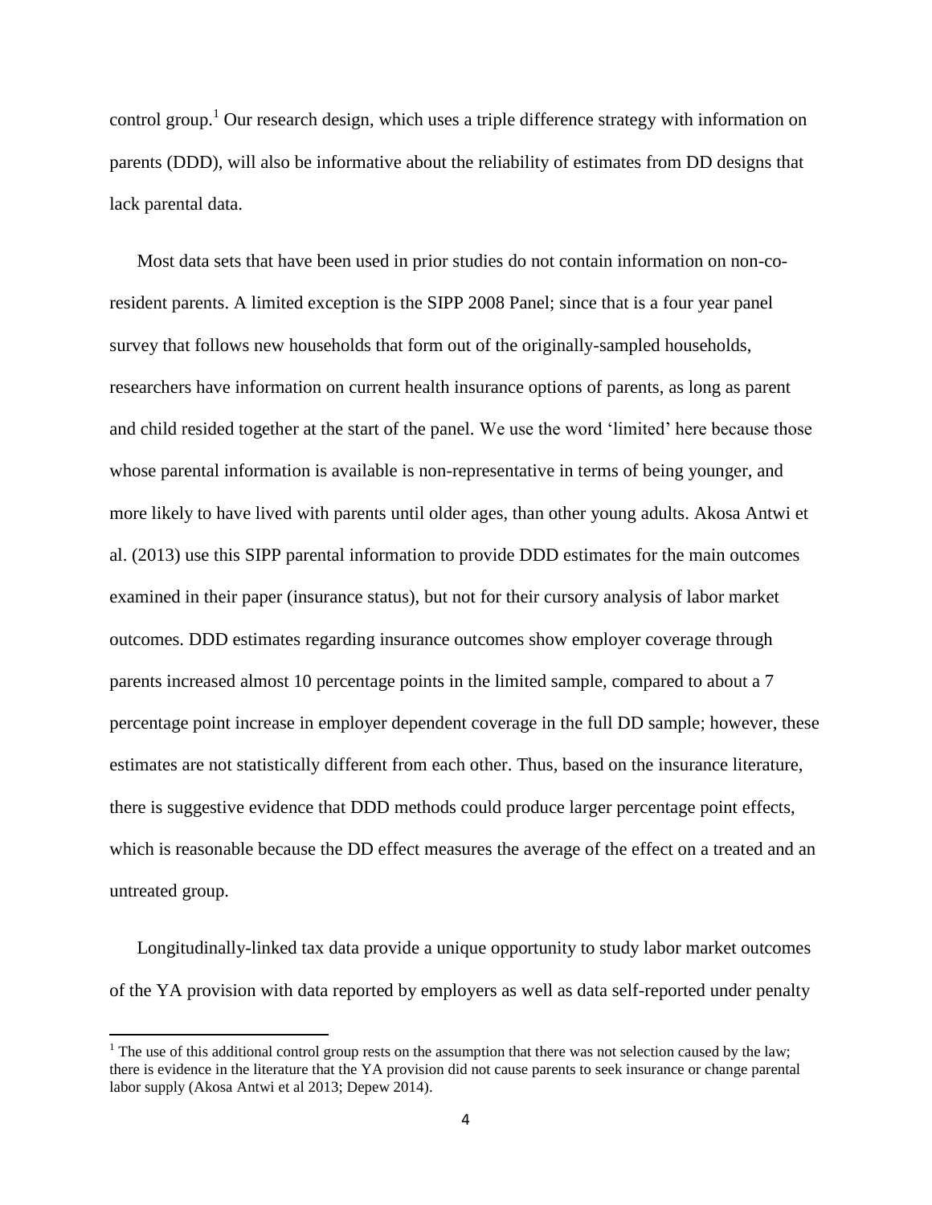control group.[1] Our research design, which uses a triple difference strategy with information on parents (DDD), will also be informative about the reliability of estimates from DD designs that lack parental data.

Most data sets that have been used in prior studies do not contain information on non-co-resident parents. A limited exception is the SIPP 2008 Panel; since that is a four year panel survey that follows new households that form out of the originally-sampled households, researchers have information on current health insurance options of parents, as long as parent and child resided together at the start of the panel. We use the word 'limited' here because those whose parental information is available is non-representative in terms of being younger, and more likely to have lived with parents until older ages, than other young adults. Akosa Antwi et al. (2013) use this SIPP parental information to provide DDD estimates for the main outcomes examined in their paper (insurance status), but not for their cursory analysis of labor market outcomes. DDD estimates regarding insurance outcomes show employer coverage through parents increased almost 10 percentage points in the limited sample, compared to about a 7 percentage point increase in employer dependent coverage in the full DD sample; however, these estimates are not statistically different from each other. Thus, based on the insurance literature, there is suggestive evidence that DDD methods could produce larger percentage point effects, which is reasonable because the DD effect measures the average of the effect on a treated and an untreated group.

Longitudinally-linked tax data provide a unique opportunity to study labor market outcomes of the YA provision with data reported by employers as well as data self-reported under penalty

[1] The use of this additional control group rests on the assumption that there was not selection caused by the law; there is evidence in the literature that the YA provision did not cause parents to seek insurance or change parental labor supply (Akosa Antwi et al 2013; Depew 2014).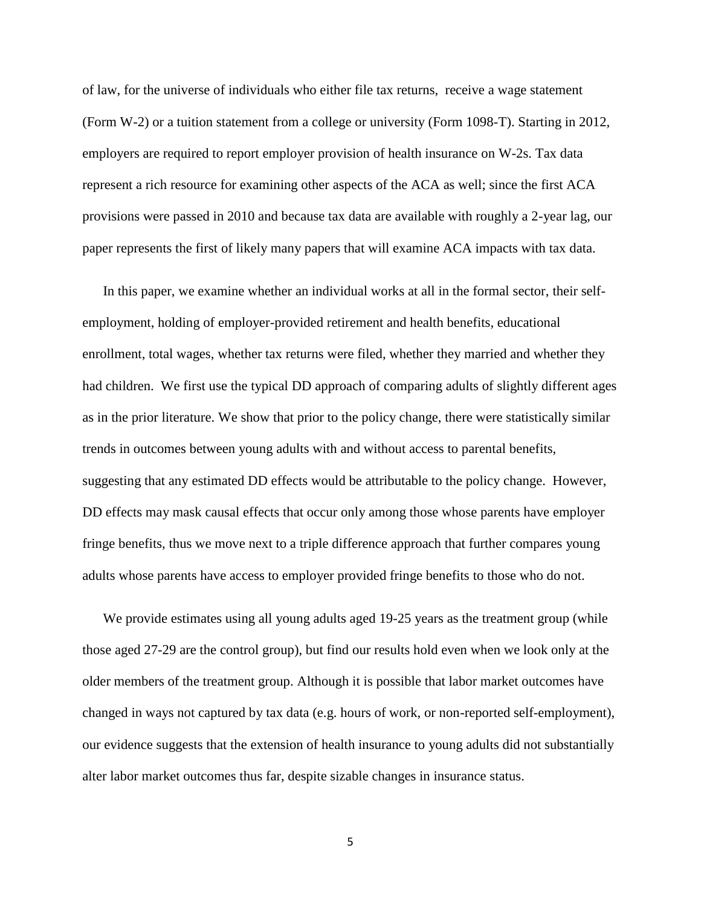of law, for the universe of individuals who either file tax returns, receive a wage statement (Form W-2) or a tuition statement from a college or university (Form 1098-T). Starting in 2012, employers are required to report employer provision of health insurance on W-2s. Tax data represent a rich resource for examining other aspects of the ACA as well; since the first ACA provisions were passed in 2010 and because tax data are available with roughly a 2-year lag, our paper represents the first of likely many papers that will examine ACA impacts with tax data.

In this paper, we examine whether an individual works at all in the formal sector, their self-employment, holding of employer-provided retirement and health benefits, educational enrollment, total wages, whether tax returns were filed, whether they married and whether they had children. We first use the typical DD approach of comparing adults of slightly different ages as in the prior literature. We show that prior to the policy change, there were statistically similar trends in outcomes between young adults with and without access to parental benefits, suggesting that any estimated DD effects would be attributable to the policy change. However, DD effects may mask causal effects that occur only among those whose parents have employer fringe benefits, thus we move next to a triple difference approach that further compares young adults whose parents have access to employer provided fringe benefits to those who do not.

We provide estimates using all young adults aged 19-25 years as the treatment group (while those aged 27-29 are the control group), but find our results hold even when we look only at the older members of the treatment group. Although it is possible that labor market outcomes have changed in ways not captured by tax data (e.g. hours of work, or non-reported self-employment), our evidence suggests that the extension of health insurance to young adults did not substantially alter labor market outcomes thus far, despite sizable changes in insurance status.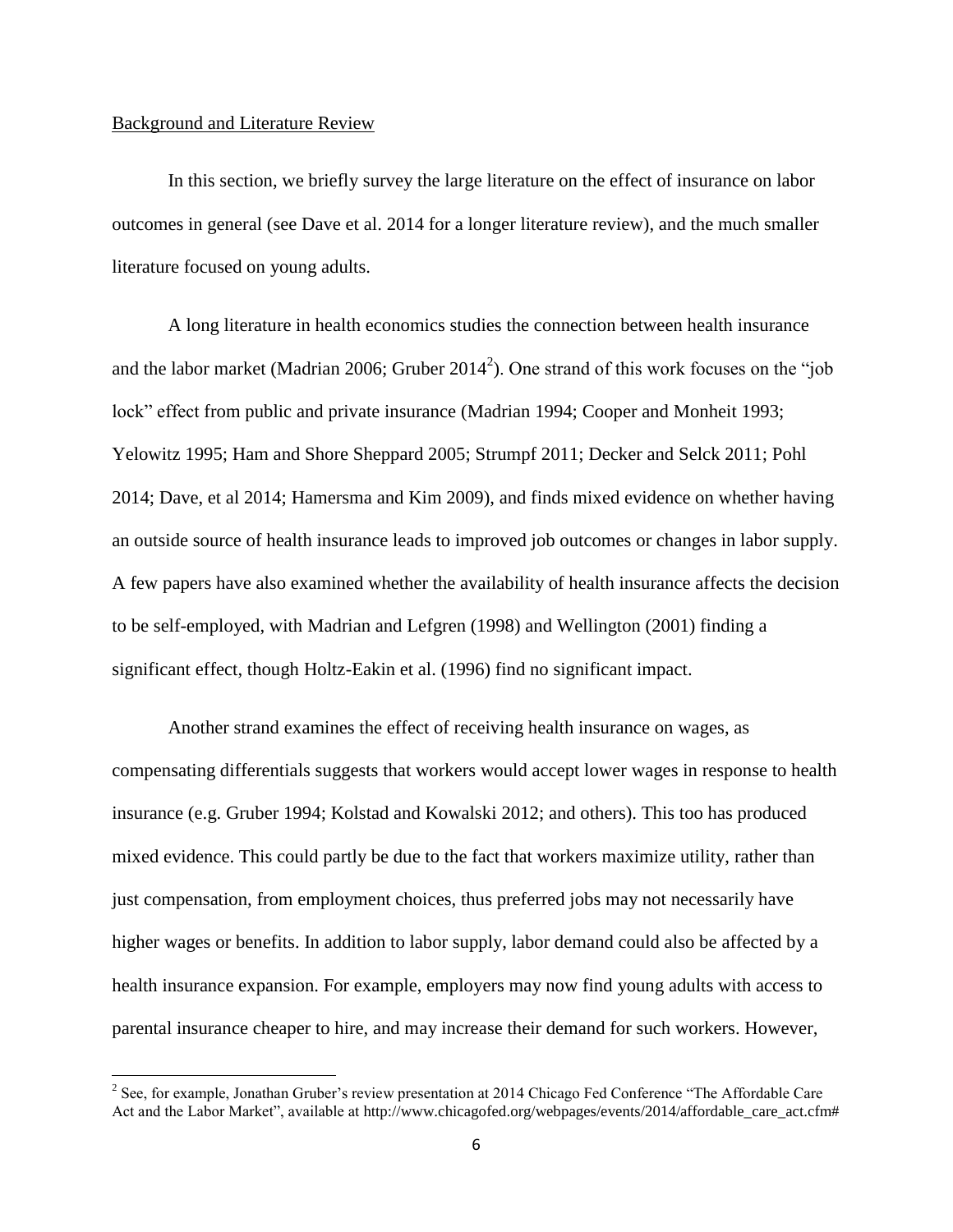Background and Literature Review

In this section, we briefly survey the large literature on the effect of insurance on labor outcomes in general (see Dave et al. 2014 for a longer literature review), and the much smaller literature focused on young adults.

A long literature in health economics studies the connection between health insurance and the labor market (Madrian 2006; Gruber 2014[2]). One strand of this work focuses on the "job lock" effect from public and private insurance (Madrian 1994; Cooper and Monheit 1993; Yelowitz 1995; Ham and Shore Sheppard 2005; Strumpf 2011; Decker and Selck 2011; Pohl 2014; Dave, et al 2014; Hamersma and Kim 2009), and finds mixed evidence on whether having an outside source of health insurance leads to improved job outcomes or changes in labor supply. A few papers have also examined whether the availability of health insurance affects the decision to be self-employed, with Madrian and Lefgren (1998) and Wellington (2001) finding a significant effect, though Holtz-Eakin et al. (1996) find no significant impact.

Another strand examines the effect of receiving health insurance on wages, as compensating differentials suggests that workers would accept lower wages in response to health insurance (e.g. Gruber 1994; Kolstad and Kowalski 2012; and others). This too has produced mixed evidence. This could partly be due to the fact that workers maximize utility, rather than just compensation, from employment choices, thus preferred jobs may not necessarily have higher wages or benefits. In addition to labor supply, labor demand could also be affected by a health insurance expansion. For example, employers may now find young adults with access to parental insurance cheaper to hire, and may increase their demand for such workers. However,

[2] See, for example, Jonathan Gruber's review presentation at 2014 Chicago Fed Conference "The Affordable Care Act and the Labor Market", available at http://www.chicagofed.org/webpages/events/2014/affordable_care_act.cfm#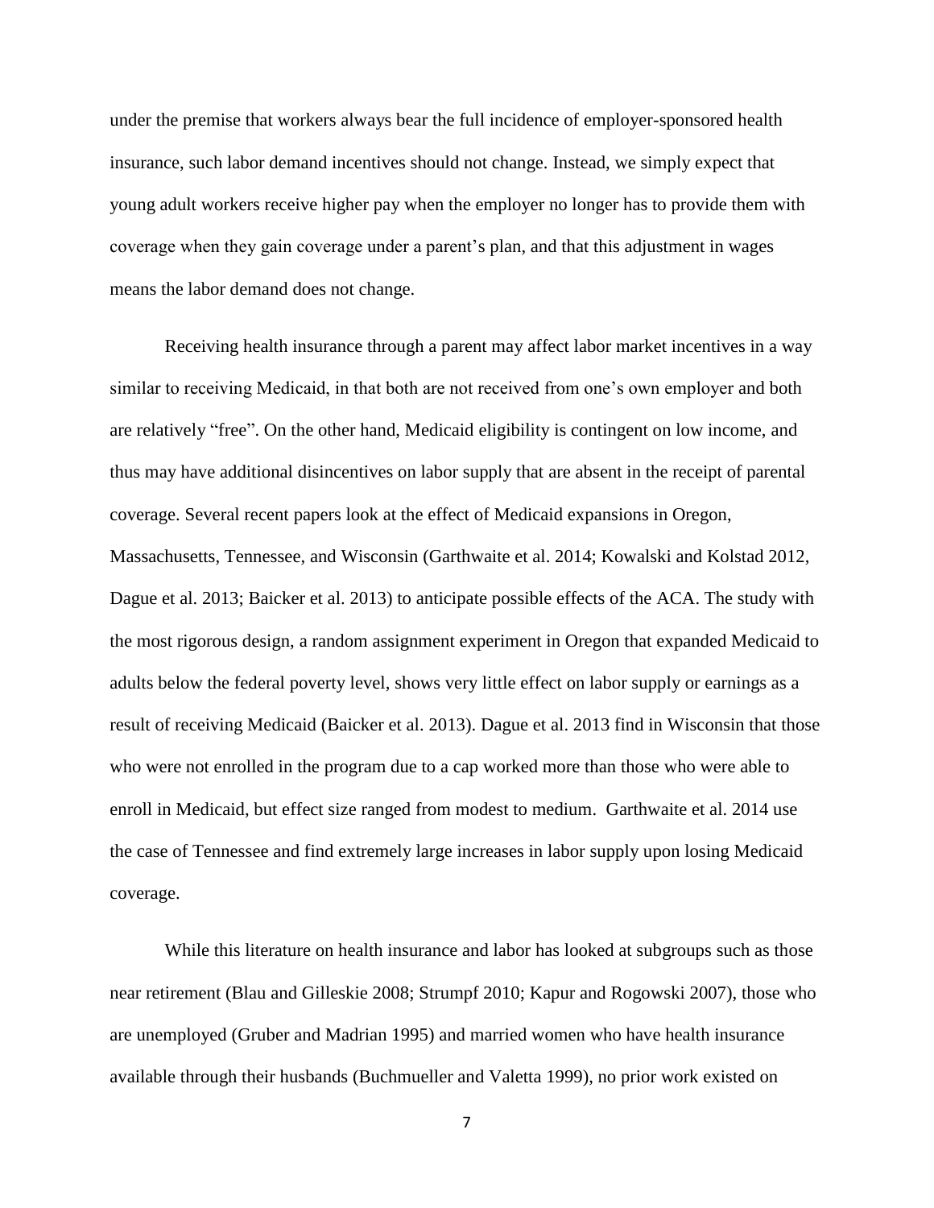under the premise that workers always bear the full incidence of employer-sponsored health insurance, such labor demand incentives should not change. Instead, we simply expect that young adult workers receive higher pay when the employer no longer has to provide them with coverage when they gain coverage under a parent's plan, and that this adjustment in wages means the labor demand does not change.

Receiving health insurance through a parent may affect labor market incentives in a way similar to receiving Medicaid, in that both are not received from one's own employer and both are relatively "free". On the other hand, Medicaid eligibility is contingent on low income, and thus may have additional disincentives on labor supply that are absent in the receipt of parental coverage. Several recent papers look at the effect of Medicaid expansions in Oregon, Massachusetts, Tennessee, and Wisconsin (Garthwaite et al. 2014; Kowalski and Kolstad 2012, Dague et al. 2013; Baicker et al. 2013) to anticipate possible effects of the ACA. The study with the most rigorous design, a random assignment experiment in Oregon that expanded Medicaid to adults below the federal poverty level, shows very little effect on labor supply or earnings as a result of receiving Medicaid (Baicker et al. 2013). Dague et al. 2013 find in Wisconsin that those who were not enrolled in the program due to a cap worked more than those who were able to enroll in Medicaid, but effect size ranged from modest to medium. Garthwaite et al. 2014 use the case of Tennessee and find extremely large increases in labor supply upon losing Medicaid coverage.

While this literature on health insurance and labor has looked at subgroups such as those near retirement (Blau and Gilleskie 2008; Strumpf 2010; Kapur and Rogowski 2007), those who are unemployed (Gruber and Madrian 1995) and married women who have health insurance available through their husbands (Buchmueller and Valetta 1999), no prior work existed on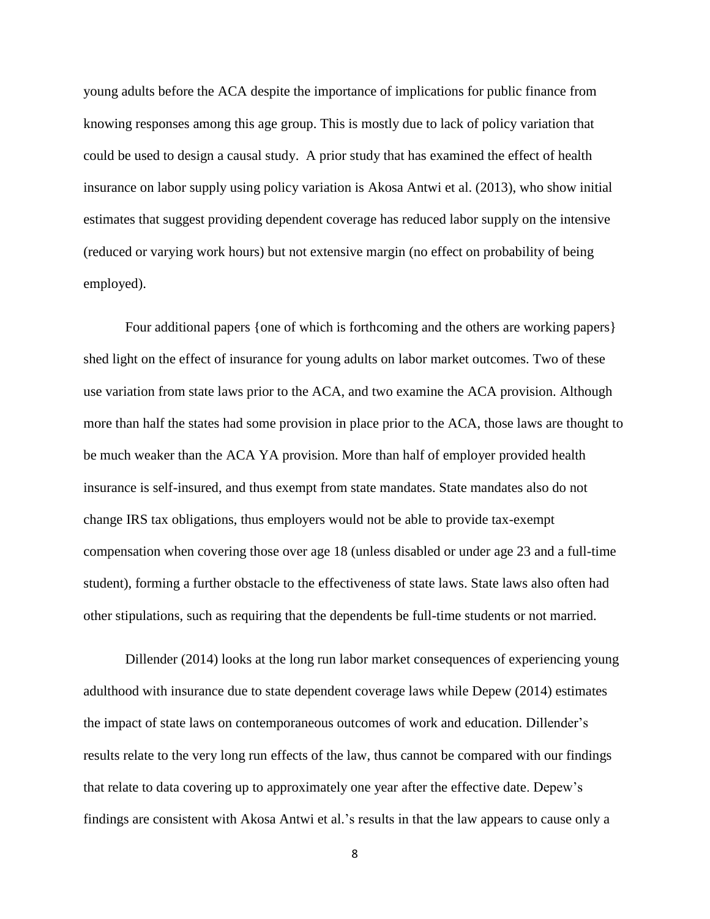young adults before the ACA despite the importance of implications for public finance from knowing responses among this age group. This is mostly due to lack of policy variation that could be used to design a causal study. A prior study that has examined the effect of health insurance on labor supply using policy variation is Akosa Antwi et al. (2013), who show initial estimates that suggest providing dependent coverage has reduced labor supply on the intensive (reduced or varying work hours) but not extensive margin (no effect on probability of being employed).

Four additional papers {one of which is forthcoming and the others are working papers} shed light on the effect of insurance for young adults on labor market outcomes. Two of these use variation from state laws prior to the ACA, and two examine the ACA provision. Although more than half the states had some provision in place prior to the ACA, those laws are thought to be much weaker than the ACA YA provision. More than half of employer provided health insurance is self-insured, and thus exempt from state mandates. State mandates also do not change IRS tax obligations, thus employers would not be able to provide tax-exempt compensation when covering those over age 18 (unless disabled or under age 23 and a full-time student), forming a further obstacle to the effectiveness of state laws. State laws also often had other stipulations, such as requiring that the dependents be full-time students or not married.

Dillender (2014) looks at the long run labor market consequences of experiencing young adulthood with insurance due to state dependent coverage laws while Depew (2014) estimates the impact of state laws on contemporaneous outcomes of work and education. Dillender's results relate to the very long run effects of the law, thus cannot be compared with our findings that relate to data covering up to approximately one year after the effective date. Depew's findings are consistent with Akosa Antwi et al.'s results in that the law appears to cause only a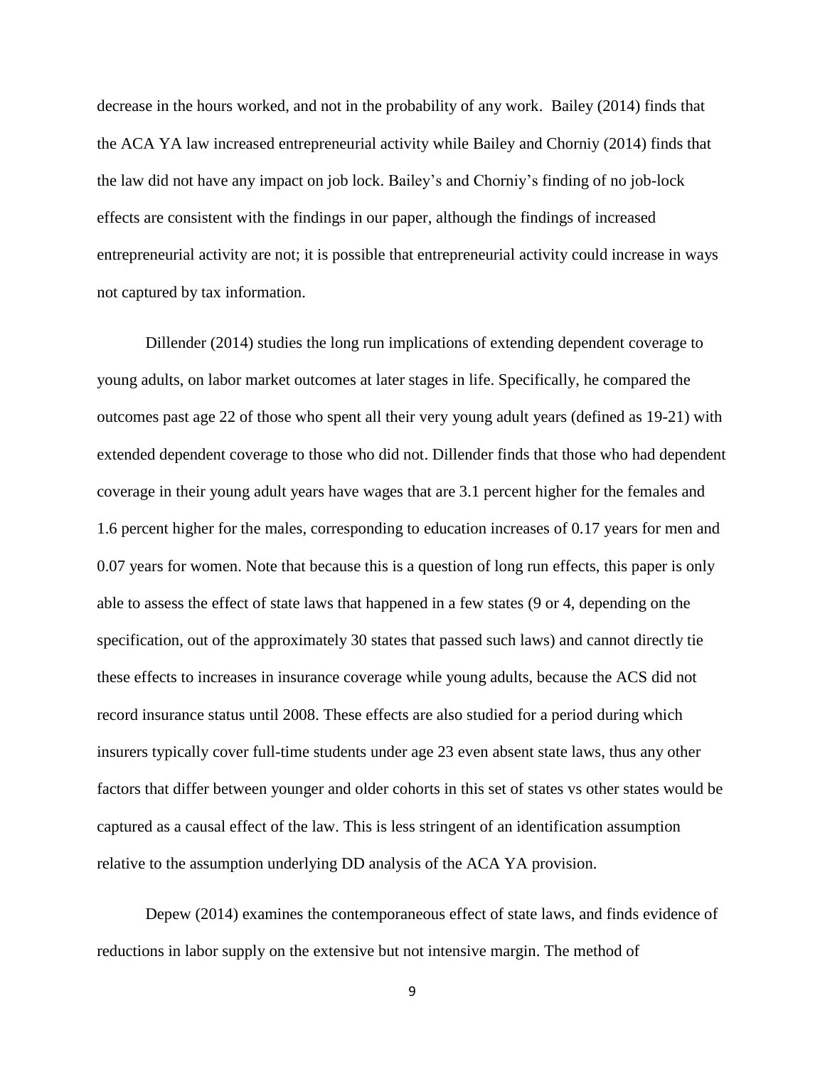decrease in the hours worked, and not in the probability of any work. Bailey (2014) finds that the ACA YA law increased entrepreneurial activity while Bailey and Chorniy (2014) finds that the law did not have any impact on job lock. Bailey's and Chorniy's finding of no job-lock effects are consistent with the findings in our paper, although the findings of increased entrepreneurial activity are not; it is possible that entrepreneurial activity could increase in ways not captured by tax information.

Dillender (2014) studies the long run implications of extending dependent coverage to young adults, on labor market outcomes at later stages in life. Specifically, he compared the outcomes past age 22 of those who spent all their very young adult years (defined as 19-21) with extended dependent coverage to those who did not. Dillender finds that those who had dependent coverage in their young adult years have wages that are 3.1 percent higher for the females and 1.6 percent higher for the males, corresponding to education increases of 0.17 years for men and 0.07 years for women. Note that because this is a question of long run effects, this paper is only able to assess the effect of state laws that happened in a few states (9 or 4, depending on the specification, out of the approximately 30 states that passed such laws) and cannot directly tie these effects to increases in insurance coverage while young adults, because the ACS did not record insurance status until 2008. These effects are also studied for a period during which insurers typically cover full-time students under age 23 even absent state laws, thus any other factors that differ between younger and older cohorts in this set of states vs other states would be captured as a causal effect of the law. This is less stringent of an identification assumption relative to the assumption underlying DD analysis of the ACA YA provision.

Depew (2014) examines the contemporaneous effect of state laws, and finds evidence of reductions in labor supply on the extensive but not intensive margin. The method of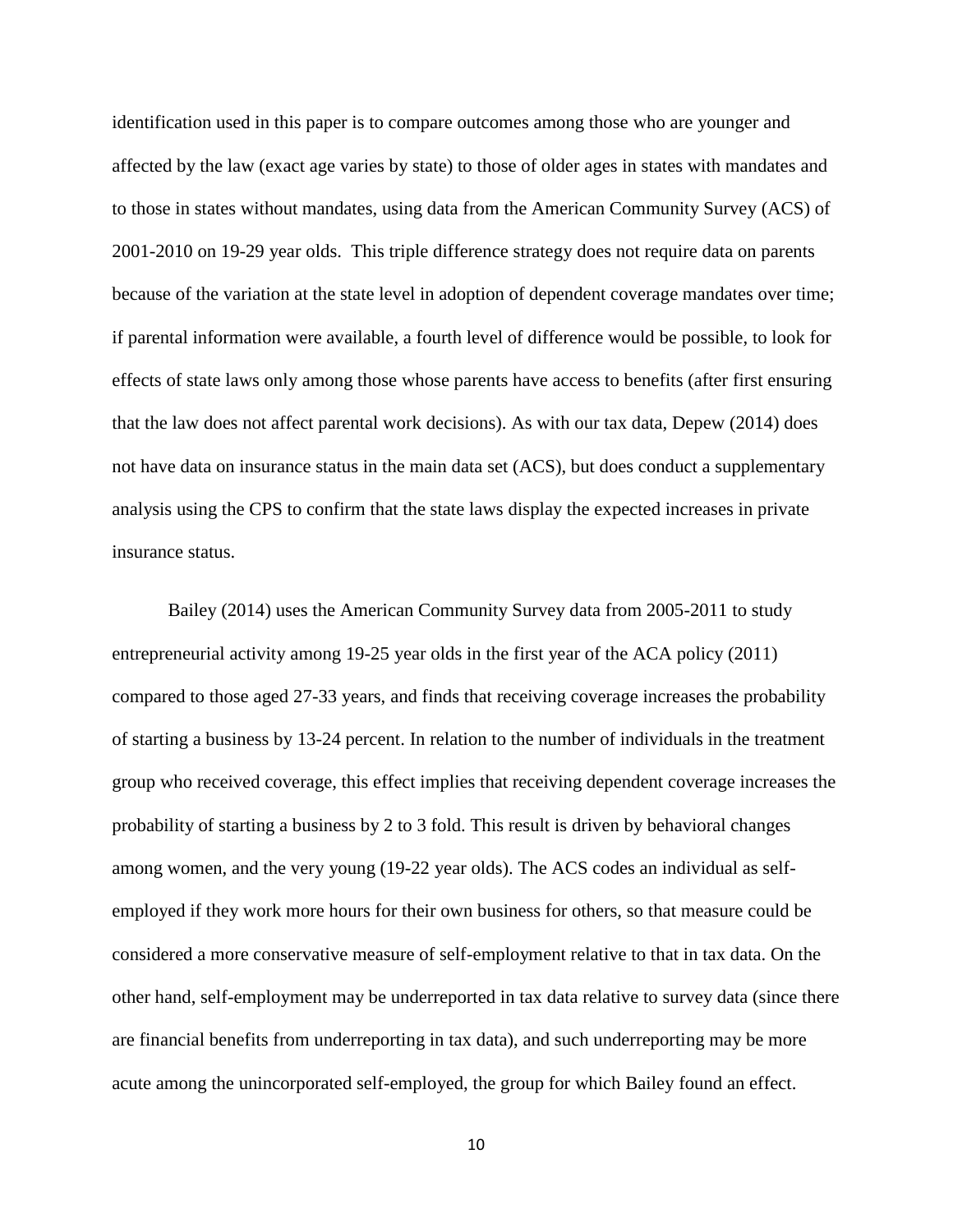identification used in this paper is to compare outcomes among those who are younger and affected by the law (exact age varies by state) to those of older ages in states with mandates and to those in states without mandates, using data from the American Community Survey (ACS) of 2001-2010 on 19-29 year olds. This triple difference strategy does not require data on parents because of the variation at the state level in adoption of dependent coverage mandates over time; if parental information were available, a fourth level of difference would be possible, to look for effects of state laws only among those whose parents have access to benefits (after first ensuring that the law does not affect parental work decisions). As with our tax data, Depew (2014) does not have data on insurance status in the main data set (ACS), but does conduct a supplementary analysis using the CPS to confirm that the state laws display the expected increases in private insurance status.

Bailey (2014) uses the American Community Survey data from 2005-2011 to study entrepreneurial activity among 19-25 year olds in the first year of the ACA policy (2011) compared to those aged 27-33 years, and finds that receiving coverage increases the probability of starting a business by 13-24 percent. In relation to the number of individuals in the treatment group who received coverage, this effect implies that receiving dependent coverage increases the probability of starting a business by 2 to 3 fold. This result is driven by behavioral changes among women, and the very young (19-22 year olds). The ACS codes an individual as self-employed if they work more hours for their own business for others, so that measure could be considered a more conservative measure of self-employment relative to that in tax data. On the other hand, self-employment may be underreported in tax data relative to survey data (since there are financial benefits from underreporting in tax data), and such underreporting may be more acute among the unincorporated self-employed, the group for which Bailey found an effect.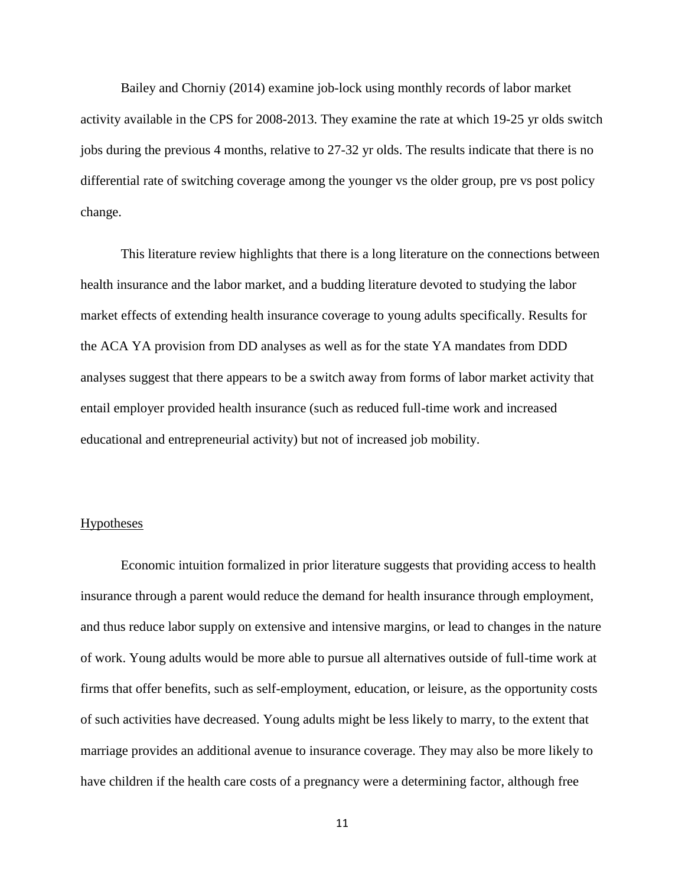Bailey and Chorniy (2014) examine job-lock using monthly records of labor market activity available in the CPS for 2008-2013. They examine the rate at which 19-25 yr olds switch jobs during the previous 4 months, relative to 27-32 yr olds. The results indicate that there is no differential rate of switching coverage among the younger vs the older group, pre vs post policy change.

This literature review highlights that there is a long literature on the connections between health insurance and the labor market, and a budding literature devoted to studying the labor market effects of extending health insurance coverage to young adults specifically. Results for the ACA YA provision from DD analyses as well as for the state YA mandates from DDD analyses suggest that there appears to be a switch away from forms of labor market activity that entail employer provided health insurance (such as reduced full-time work and increased educational and entrepreneurial activity) but not of increased job mobility.

## Hypotheses

Economic intuition formalized in prior literature suggests that providing access to health insurance through a parent would reduce the demand for health insurance through employment, and thus reduce labor supply on extensive and intensive margins, or lead to changes in the nature of work. Young adults would be more able to pursue all alternatives outside of full-time work at firms that offer benefits, such as self-employment, education, or leisure, as the opportunity costs of such activities have decreased. Young adults might be less likely to marry, to the extent that marriage provides an additional avenue to insurance coverage. They may also be more likely to have children if the health care costs of a pregnancy were a determining factor, although free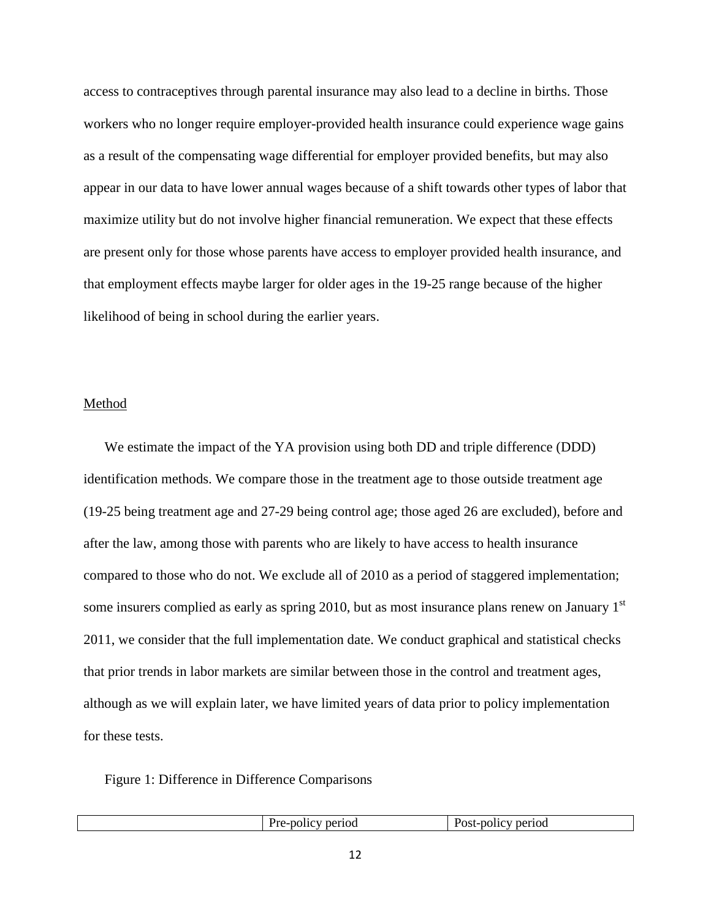access to contraceptives through parental insurance may also lead to a decline in births. Those workers who no longer require employer-provided health insurance could experience wage gains as a result of the compensating wage differential for employer provided benefits, but may also appear in our data to have lower annual wages because of a shift towards other types of labor that maximize utility but do not involve higher financial remuneration. We expect that these effects are present only for those whose parents have access to employer provided health insurance, and that employment effects maybe larger for older ages in the 19-25 range because of the higher likelihood of being in school during the earlier years.

## Method

We estimate the impact of the YA provision using both DD and triple difference (DDD) identification methods. We compare those in the treatment age to those outside treatment age (19-25 being treatment age and 27-29 being control age; those aged 26 are excluded), before and after the law, among those with parents who are likely to have access to health insurance compared to those who do not. We exclude all of 2010 as a period of staggered implementation; some insurers complied as early as spring 2010, but as most insurance plans renew on January 1st 2011, we consider that the full implementation date. We conduct graphical and statistical checks that prior trends in labor markets are similar between those in the control and treatment ages, although as we will explain later, we have limited years of data prior to policy implementation for these tests.

Figure 1: Difference in Difference Comparisons

| | Pre-policy period | Post-policy period |
|---|---|---|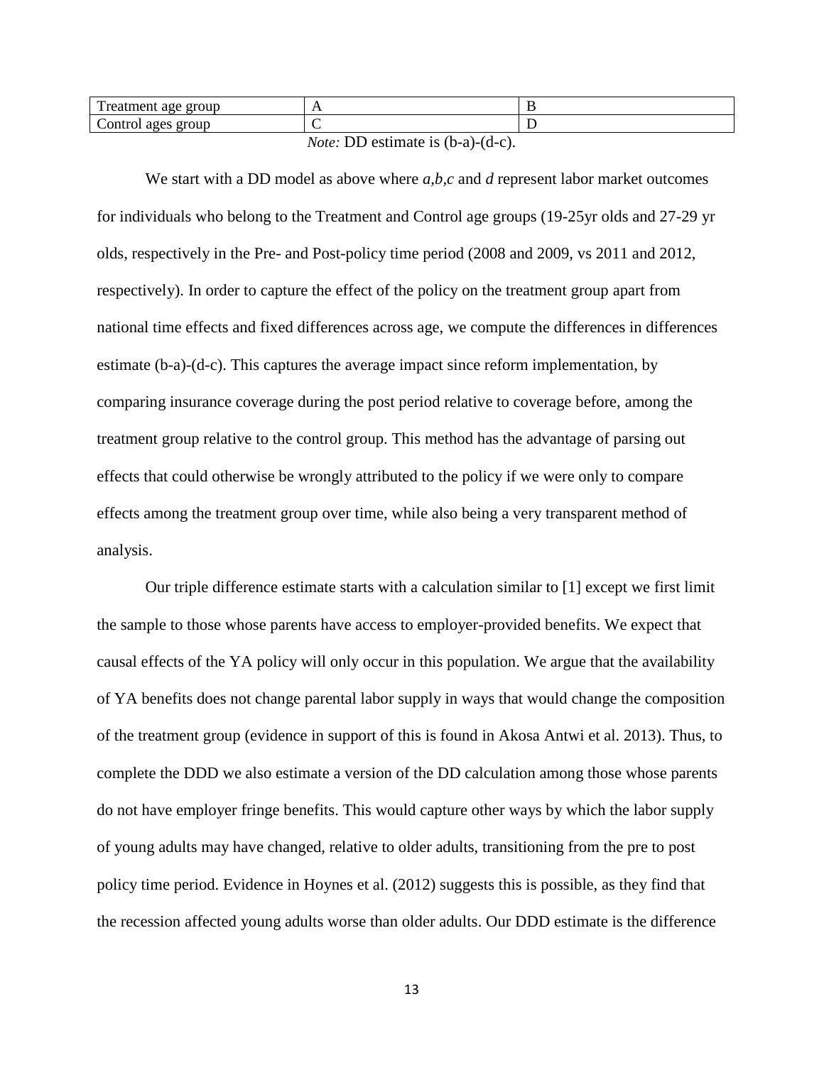| Treatment age group | A | B |
| --- | --- | --- |
| Control ages group | C | D |

*Note:* DD estimate is (b-a)-(d-c).

We start with a DD model as above where *a,b,c* and *d* represent labor market outcomes for individuals who belong to the Treatment and Control age groups (19-25yr olds and 27-29 yr olds, respectively in the Pre- and Post-policy time period (2008 and 2009, vs 2011 and 2012, respectively). In order to capture the effect of the policy on the treatment group apart from national time effects and fixed differences across age, we compute the differences in differences estimate (b-a)-(d-c). This captures the average impact since reform implementation, by comparing insurance coverage during the post period relative to coverage before, among the treatment group relative to the control group. This method has the advantage of parsing out effects that could otherwise be wrongly attributed to the policy if we were only to compare effects among the treatment group over time, while also being a very transparent method of analysis.

Our triple difference estimate starts with a calculation similar to [1] except we first limit the sample to those whose parents have access to employer-provided benefits. We expect that causal effects of the YA policy will only occur in this population. We argue that the availability of YA benefits does not change parental labor supply in ways that would change the composition of the treatment group (evidence in support of this is found in Akosa Antwi et al. 2013). Thus, to complete the DDD we also estimate a version of the DD calculation among those whose parents do not have employer fringe benefits. This would capture other ways by which the labor supply of young adults may have changed, relative to older adults, transitioning from the pre to post policy time period. Evidence in Hoynes et al. (2012) suggests this is possible, as they find that the recession affected young adults worse than older adults. Our DDD estimate is the difference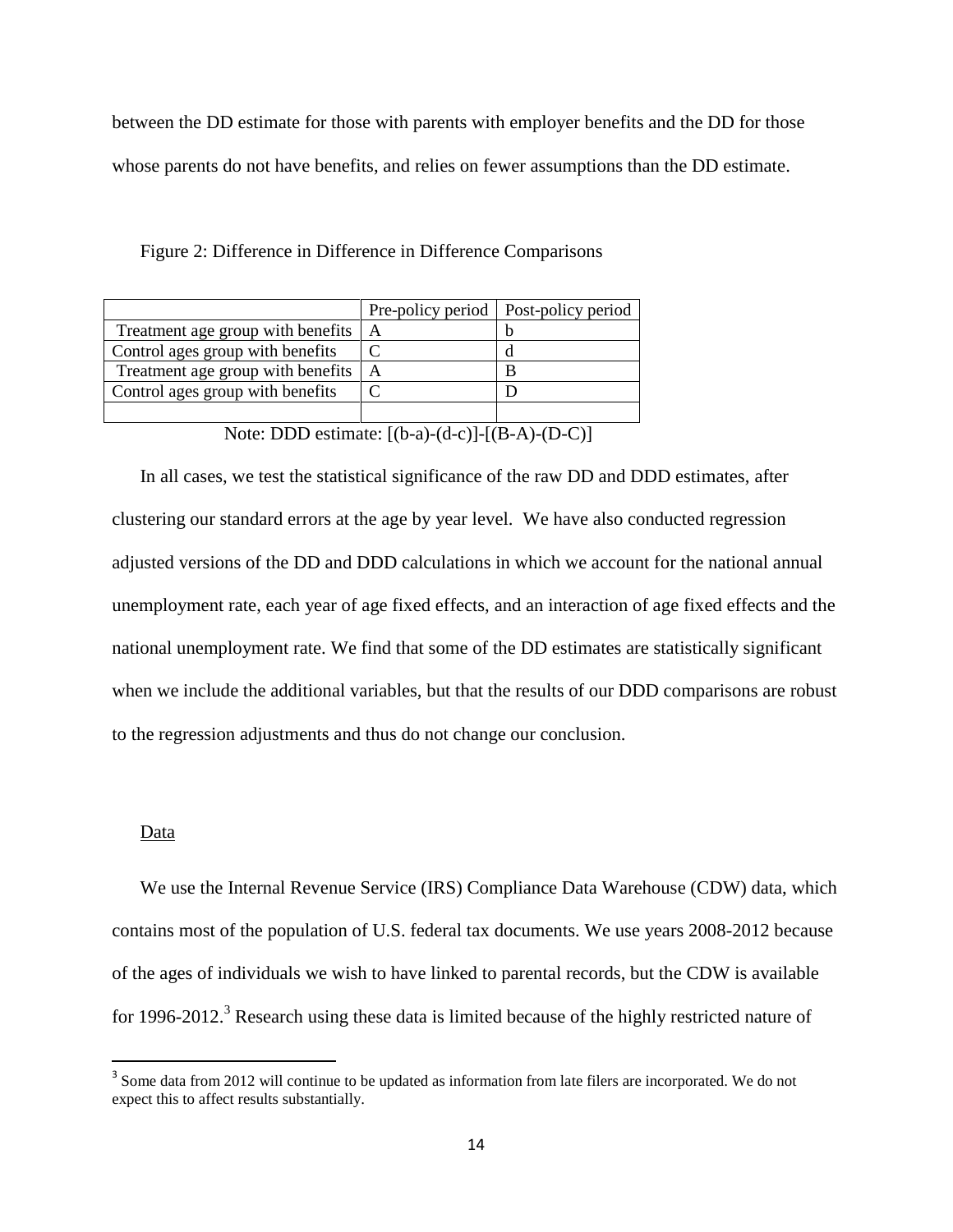between the DD estimate for those with parents with employer benefits and the DD for those whose parents do not have benefits, and relies on fewer assumptions than the DD estimate.

Figure 2: Difference in Difference in Difference Comparisons

| | Pre-policy period | Post-policy period |
|---|---|---|
| Treatment age group with benefits | A | b |
| Control ages group with benefits | C | d |
| Treatment age group with benefits | A | B |
| Control ages group with benefits | C | D |
| | | |

Note: DDD estimate: [(b-a)-(d-c)]-[(B-A)-(D-C)]

In all cases, we test the statistical significance of the raw DD and DDD estimates, after clustering our standard errors at the age by year level. We have also conducted regression adjusted versions of the DD and DDD calculations in which we account for the national annual unemployment rate, each year of age fixed effects, and an interaction of age fixed effects and the national unemployment rate. We find that some of the DD estimates are statistically significant when we include the additional variables, but that the results of our DDD comparisons are robust to the regression adjustments and thus do not change our conclusion.

## Data

We use the Internal Revenue Service (IRS) Compliance Data Warehouse (CDW) data, which contains most of the population of U.S. federal tax documents. We use years 2008-2012 because of the ages of individuals we wish to have linked to parental records, but the CDW is available for 1996-2012.[3] Research using these data is limited because of the highly restricted nature of

[3] Some data from 2012 will continue to be updated as information from late filers are incorporated. We do not expect this to affect results substantially.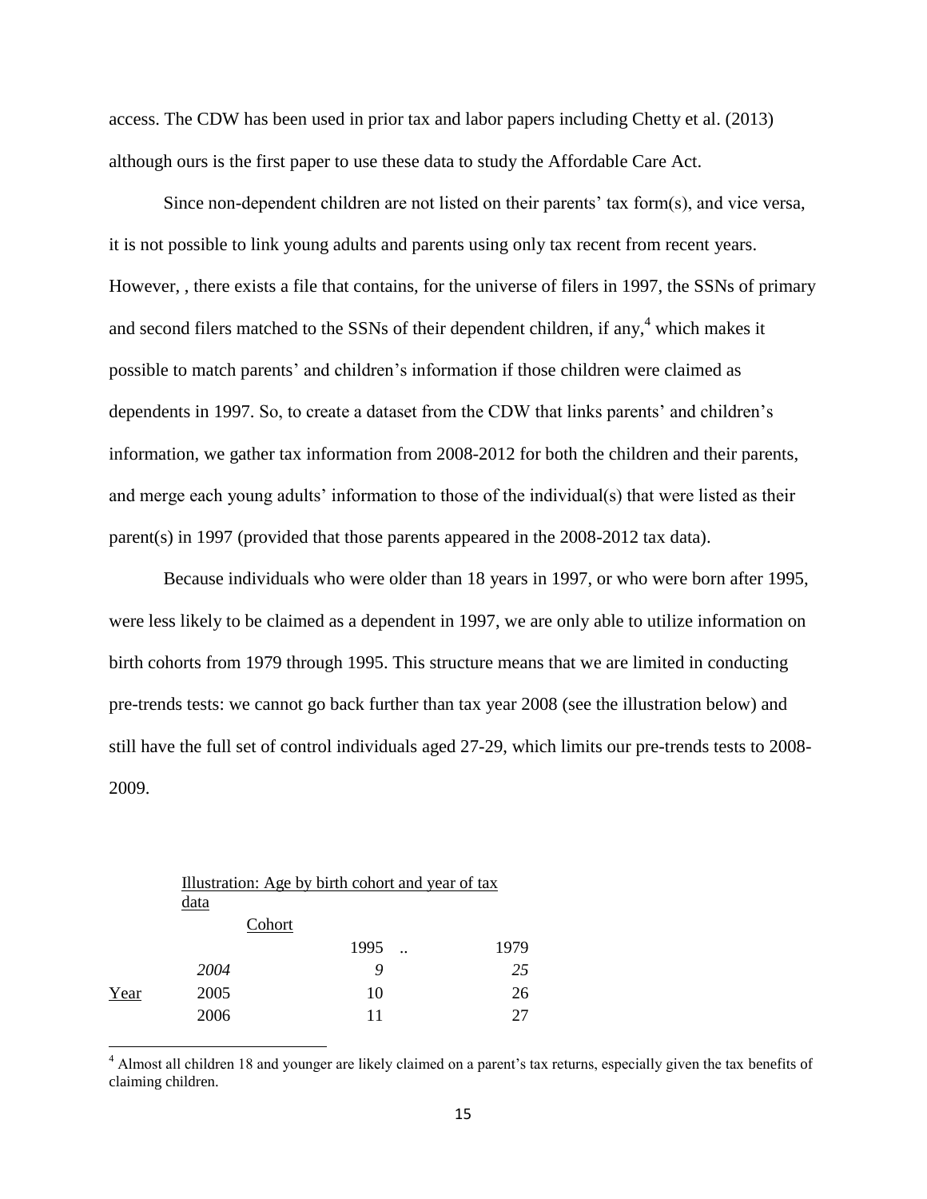access. The CDW has been used in prior tax and labor papers including Chetty et al. (2013) although ours is the first paper to use these data to study the Affordable Care Act.

Since non-dependent children are not listed on their parents' tax form(s), and vice versa, it is not possible to link young adults and parents using only tax recent from recent years. However, , there exists a file that contains, for the universe of filers in 1997, the SSNs of primary and second filers matched to the SSNs of their dependent children, if any,[4] which makes it possible to match parents' and children's information if those children were claimed as dependents in 1997. So, to create a dataset from the CDW that links parents' and children's information, we gather tax information from 2008-2012 for both the children and their parents, and merge each young adults' information to those of the individual(s) that were listed as their parent(s) in 1997 (provided that those parents appeared in the 2008-2012 tax data).

Because individuals who were older than 18 years in 1997, or who were born after 1995, were less likely to be claimed as a dependent in 1997, we are only able to utilize information on birth cohorts from 1979 through 1995. This structure means that we are limited in conducting pre-trends tests: we cannot go back further than tax year 2008 (see the illustration below) and still have the full set of control individuals aged 27-29, which limits our pre-trends tests to 2008-2009.

Illustration: Age by birth cohort and year of tax data

| | | Cohort | | |
|---|---|---|---|---|
| | | 1995 | .. | 1979 |
| | *2004* | *9* | | *25* |
| Year | 2005 | 10 | | 26 |
| | 2006 | 11 | | 27 |

[4] Almost all children 18 and younger are likely claimed on a parent's tax returns, especially given the tax benefits of claiming children.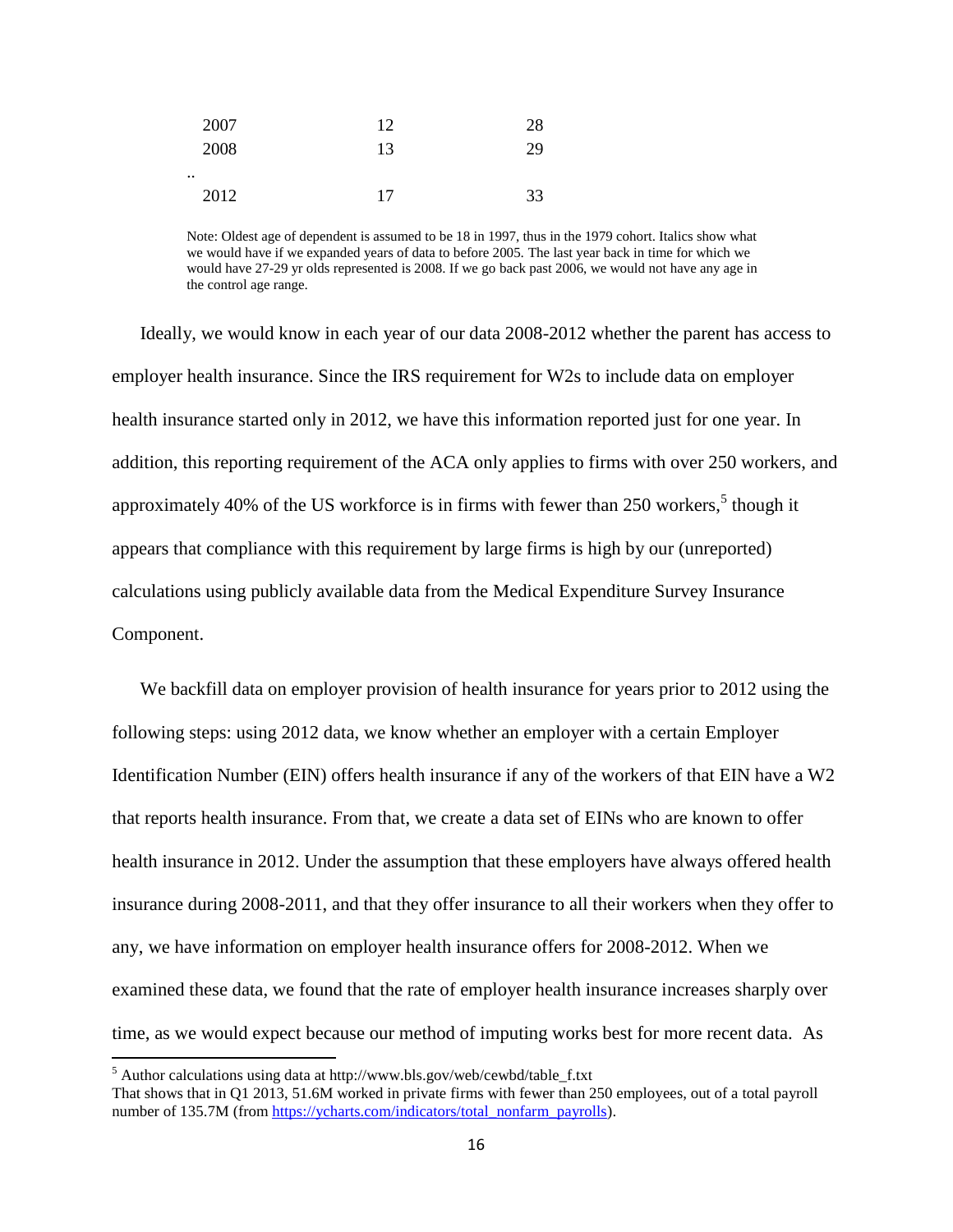| | | |
|---|---|---|
| 2007 | 12 | 28 |
| 2008 | 13 | 29 |
| .. | | |
| 2012 | 17 | 33 |

Note: Oldest age of dependent is assumed to be 18 in 1997, thus in the 1979 cohort. Italics show what we would have if we expanded years of data to before 2005. The last year back in time for which we would have 27-29 yr olds represented is 2008. If we go back past 2006, we would not have any age in the control age range.

Ideally, we would know in each year of our data 2008-2012 whether the parent has access to employer health insurance. Since the IRS requirement for W2s to include data on employer health insurance started only in 2012, we have this information reported just for one year. In addition, this reporting requirement of the ACA only applies to firms with over 250 workers, and approximately 40% of the US workforce is in firms with fewer than 250 workers,[5] though it appears that compliance with this requirement by large firms is high by our (unreported) calculations using publicly available data from the Medical Expenditure Survey Insurance Component.

We backfill data on employer provision of health insurance for years prior to 2012 using the following steps: using 2012 data, we know whether an employer with a certain Employer Identification Number (EIN) offers health insurance if any of the workers of that EIN have a W2 that reports health insurance. From that, we create a data set of EINs who are known to offer health insurance in 2012. Under the assumption that these employers have always offered health insurance during 2008-2011, and that they offer insurance to all their workers when they offer to any, we have information on employer health insurance offers for 2008-2012. When we examined these data, we found that the rate of employer health insurance increases sharply over time, as we would expect because our method of imputing works best for more recent data. As

[5] Author calculations using data at http://www.bls.gov/web/cewbd/table_f.txt
That shows that in Q1 2013, 51.6M worked in private firms with fewer than 250 employees, out of a total payroll number of 135.7M (from https://ycharts.com/indicators/total_nonfarm_payrolls).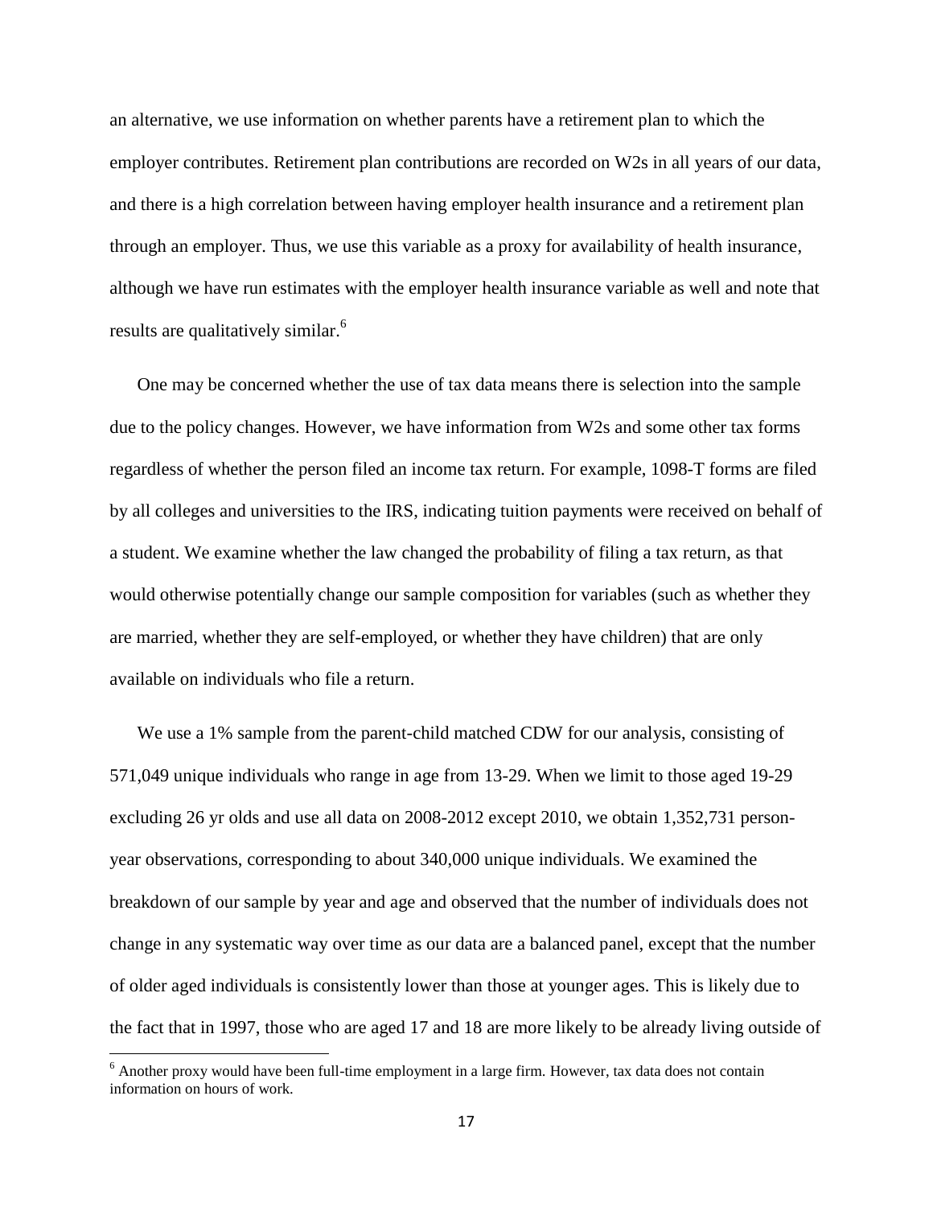an alternative, we use information on whether parents have a retirement plan to which the employer contributes. Retirement plan contributions are recorded on W2s in all years of our data, and there is a high correlation between having employer health insurance and a retirement plan through an employer. Thus, we use this variable as a proxy for availability of health insurance, although we have run estimates with the employer health insurance variable as well and note that results are qualitatively similar.[6]

One may be concerned whether the use of tax data means there is selection into the sample due to the policy changes. However, we have information from W2s and some other tax forms regardless of whether the person filed an income tax return. For example, 1098-T forms are filed by all colleges and universities to the IRS, indicating tuition payments were received on behalf of a student. We examine whether the law changed the probability of filing a tax return, as that would otherwise potentially change our sample composition for variables (such as whether they are married, whether they are self-employed, or whether they have children) that are only available on individuals who file a return.

We use a 1% sample from the parent-child matched CDW for our analysis, consisting of 571,049 unique individuals who range in age from 13-29. When we limit to those aged 19-29 excluding 26 yr olds and use all data on 2008-2012 except 2010, we obtain 1,352,731 person-year observations, corresponding to about 340,000 unique individuals. We examined the breakdown of our sample by year and age and observed that the number of individuals does not change in any systematic way over time as our data are a balanced panel, except that the number of older aged individuals is consistently lower than those at younger ages. This is likely due to the fact that in 1997, those who are aged 17 and 18 are more likely to be already living outside of

[6] Another proxy would have been full-time employment in a large firm. However, tax data does not contain information on hours of work.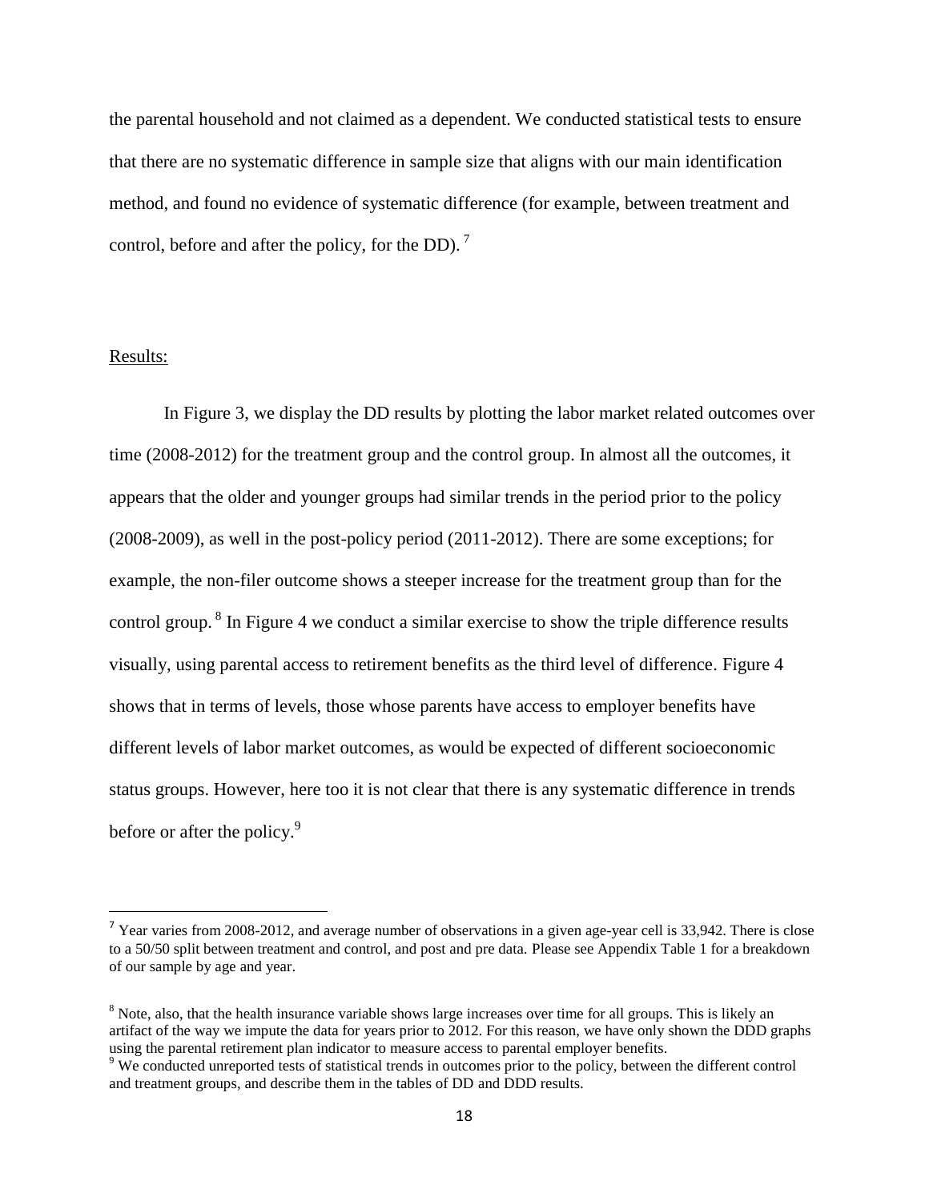the parental household and not claimed as a dependent. We conducted statistical tests to ensure that there are no systematic difference in sample size that aligns with our main identification method, and found no evidence of systematic difference (for example, between treatment and control, before and after the policy, for the DD). [7]

Results:

In Figure 3, we display the DD results by plotting the labor market related outcomes over time (2008-2012) for the treatment group and the control group. In almost all the outcomes, it appears that the older and younger groups had similar trends in the period prior to the policy (2008-2009), as well in the post-policy period (2011-2012). There are some exceptions; for example, the non-filer outcome shows a steeper increase for the treatment group than for the control group. [8] In Figure 4 we conduct a similar exercise to show the triple difference results visually, using parental access to retirement benefits as the third level of difference. Figure 4 shows that in terms of levels, those whose parents have access to employer benefits have different levels of labor market outcomes, as would be expected of different socioeconomic status groups. However, here too it is not clear that there is any systematic difference in trends before or after the policy.[9]

---

[7] Year varies from 2008-2012, and average number of observations in a given age-year cell is 33,942. There is close to a 50/50 split between treatment and control, and post and pre data. Please see Appendix Table 1 for a breakdown of our sample by age and year.

[8] Note, also, that the health insurance variable shows large increases over time for all groups. This is likely an artifact of the way we impute the data for years prior to 2012. For this reason, we have only shown the DDD graphs using the parental retirement plan indicator to measure access to parental employer benefits.

[9] We conducted unreported tests of statistical trends in outcomes prior to the policy, between the different control and treatment groups, and describe them in the tables of DD and DDD results.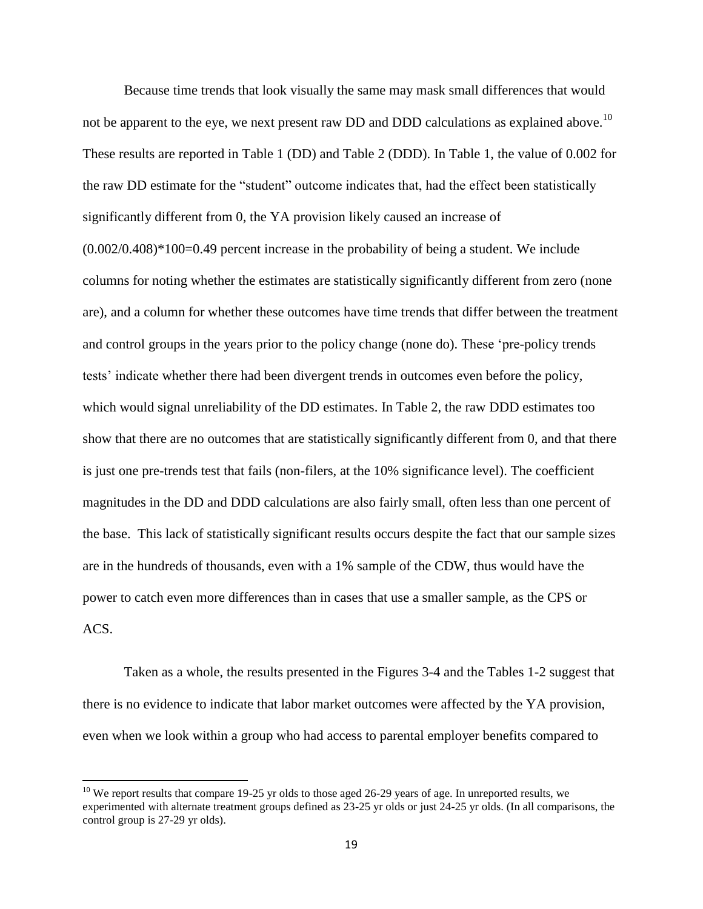Because time trends that look visually the same may mask small differences that would not be apparent to the eye, we next present raw DD and DDD calculations as explained above.[10] These results are reported in Table 1 (DD) and Table 2 (DDD). In Table 1, the value of 0.002 for the raw DD estimate for the "student" outcome indicates that, had the effect been statistically significantly different from 0, the YA provision likely caused an increase of (0.002/0.408)*100=0.49 percent increase in the probability of being a student. We include columns for noting whether the estimates are statistically significantly different from zero (none are), and a column for whether these outcomes have time trends that differ between the treatment and control groups in the years prior to the policy change (none do). These 'pre-policy trends tests' indicate whether there had been divergent trends in outcomes even before the policy, which would signal unreliability of the DD estimates. In Table 2, the raw DDD estimates too show that there are no outcomes that are statistically significantly different from 0, and that there is just one pre-trends test that fails (non-filers, at the 10% significance level). The coefficient magnitudes in the DD and DDD calculations are also fairly small, often less than one percent of the base. This lack of statistically significant results occurs despite the fact that our sample sizes are in the hundreds of thousands, even with a 1% sample of the CDW, thus would have the power to catch even more differences than in cases that use a smaller sample, as the CPS or ACS.

Taken as a whole, the results presented in the Figures 3-4 and the Tables 1-2 suggest that there is no evidence to indicate that labor market outcomes were affected by the YA provision, even when we look within a group who had access to parental employer benefits compared to

[10] We report results that compare 19-25 yr olds to those aged 26-29 years of age. In unreported results, we experimented with alternate treatment groups defined as 23-25 yr olds or just 24-25 yr olds. (In all comparisons, the control group is 27-29 yr olds).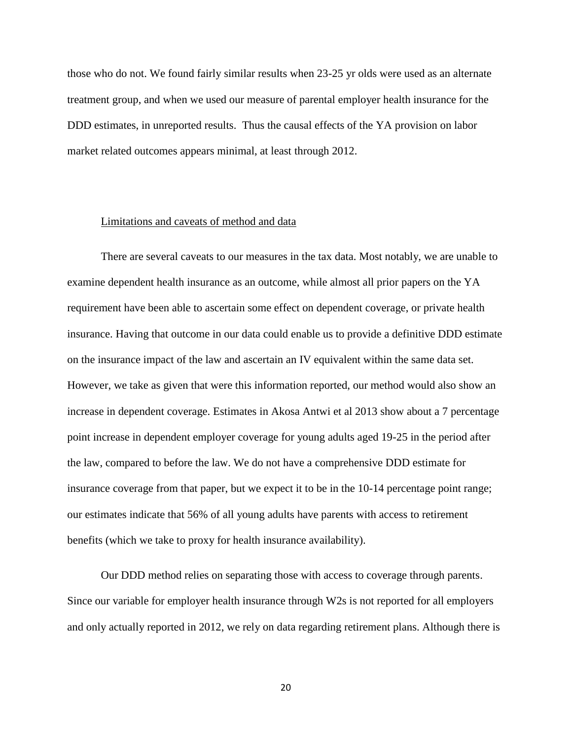those who do not. We found fairly similar results when 23-25 yr olds were used as an alternate treatment group, and when we used our measure of parental employer health insurance for the DDD estimates, in unreported results. Thus the causal effects of the YA provision on labor market related outcomes appears minimal, at least through 2012.

<u>Limitations and caveats of method and data</u>

There are several caveats to our measures in the tax data. Most notably, we are unable to examine dependent health insurance as an outcome, while almost all prior papers on the YA requirement have been able to ascertain some effect on dependent coverage, or private health insurance. Having that outcome in our data could enable us to provide a definitive DDD estimate on the insurance impact of the law and ascertain an IV equivalent within the same data set. However, we take as given that were this information reported, our method would also show an increase in dependent coverage. Estimates in Akosa Antwi et al 2013 show about a 7 percentage point increase in dependent employer coverage for young adults aged 19-25 in the period after the law, compared to before the law. We do not have a comprehensive DDD estimate for insurance coverage from that paper, but we expect it to be in the 10-14 percentage point range; our estimates indicate that 56% of all young adults have parents with access to retirement benefits (which we take to proxy for health insurance availability).

Our DDD method relies on separating those with access to coverage through parents. Since our variable for employer health insurance through W2s is not reported for all employers and only actually reported in 2012, we rely on data regarding retirement plans. Although there is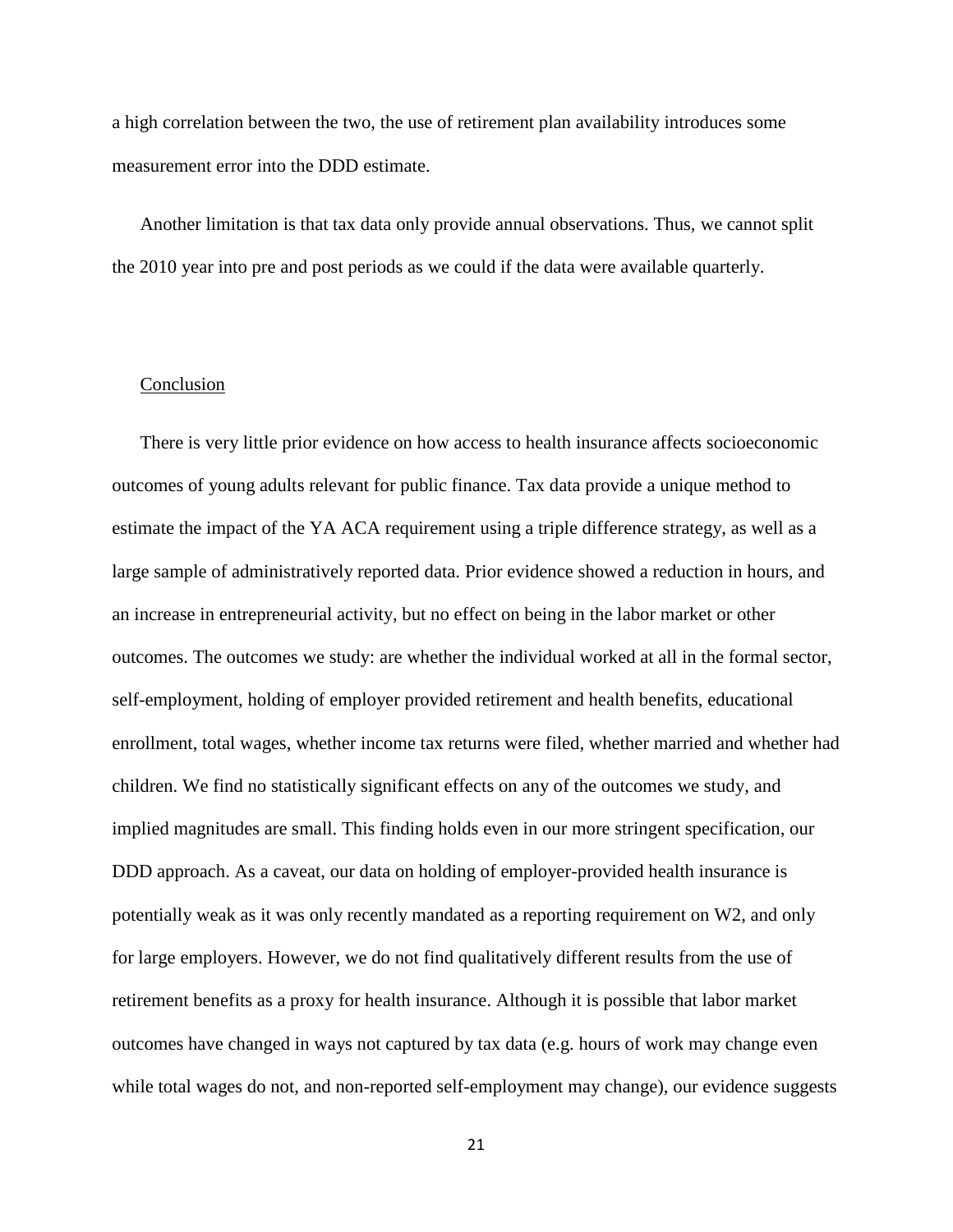a high correlation between the two, the use of retirement plan availability introduces some measurement error into the DDD estimate.

Another limitation is that tax data only provide annual observations. Thus, we cannot split the 2010 year into pre and post periods as we could if the data were available quarterly.

## Conclusion

There is very little prior evidence on how access to health insurance affects socioeconomic outcomes of young adults relevant for public finance. Tax data provide a unique method to estimate the impact of the YA ACA requirement using a triple difference strategy, as well as a large sample of administratively reported data. Prior evidence showed a reduction in hours, and an increase in entrepreneurial activity, but no effect on being in the labor market or other outcomes. The outcomes we study: are whether the individual worked at all in the formal sector, self-employment, holding of employer provided retirement and health benefits, educational enrollment, total wages, whether income tax returns were filed, whether married and whether had children. We find no statistically significant effects on any of the outcomes we study, and implied magnitudes are small. This finding holds even in our more stringent specification, our DDD approach. As a caveat, our data on holding of employer-provided health insurance is potentially weak as it was only recently mandated as a reporting requirement on W2, and only for large employers. However, we do not find qualitatively different results from the use of retirement benefits as a proxy for health insurance. Although it is possible that labor market outcomes have changed in ways not captured by tax data (e.g. hours of work may change even while total wages do not, and non-reported self-employment may change), our evidence suggests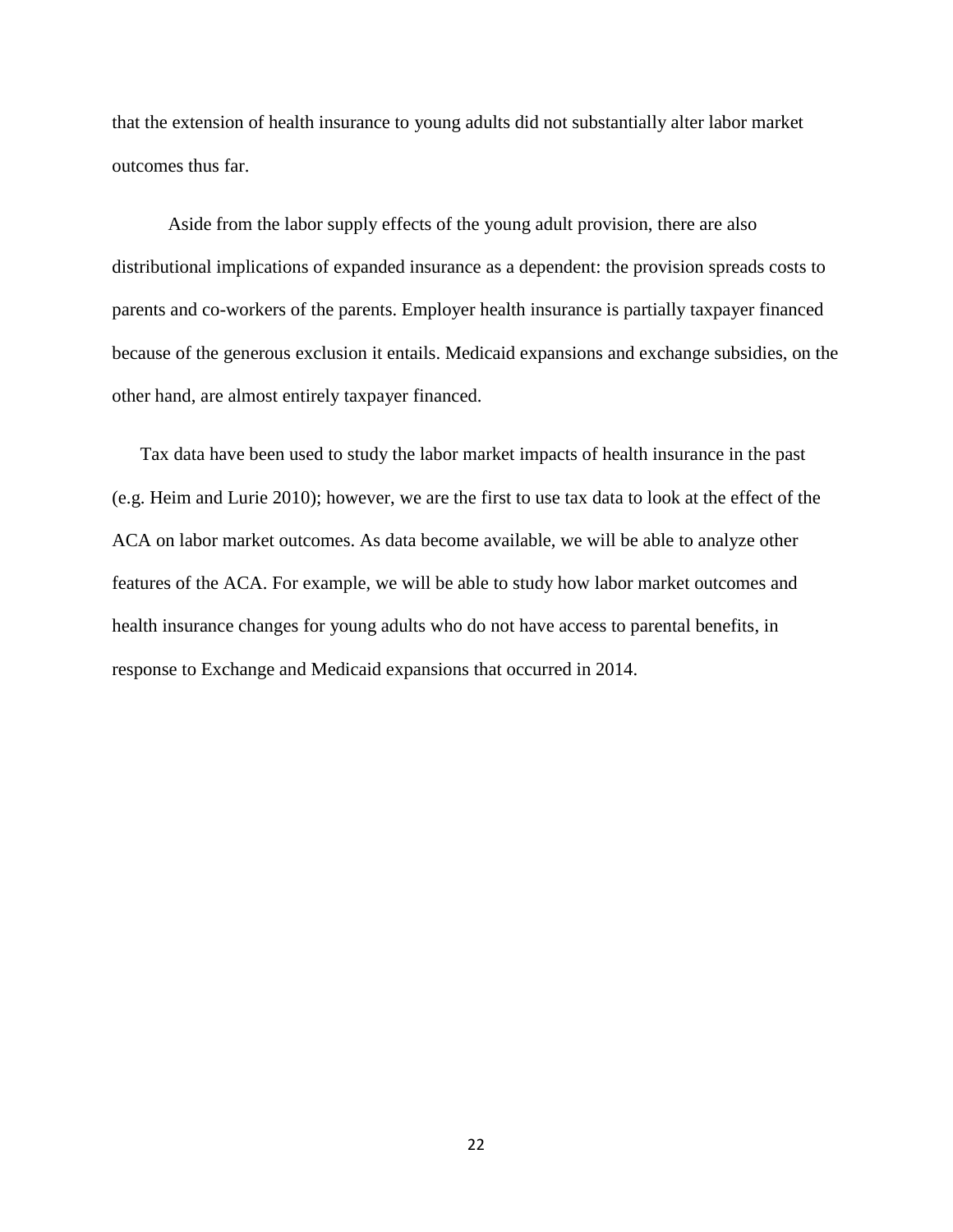that the extension of health insurance to young adults did not substantially alter labor market outcomes thus far.

Aside from the labor supply effects of the young adult provision, there are also distributional implications of expanded insurance as a dependent: the provision spreads costs to parents and co-workers of the parents. Employer health insurance is partially taxpayer financed because of the generous exclusion it entails. Medicaid expansions and exchange subsidies, on the other hand, are almost entirely taxpayer financed.

Tax data have been used to study the labor market impacts of health insurance in the past (e.g. Heim and Lurie 2010); however, we are the first to use tax data to look at the effect of the ACA on labor market outcomes. As data become available, we will be able to analyze other features of the ACA. For example, we will be able to study how labor market outcomes and health insurance changes for young adults who do not have access to parental benefits, in response to Exchange and Medicaid expansions that occurred in 2014.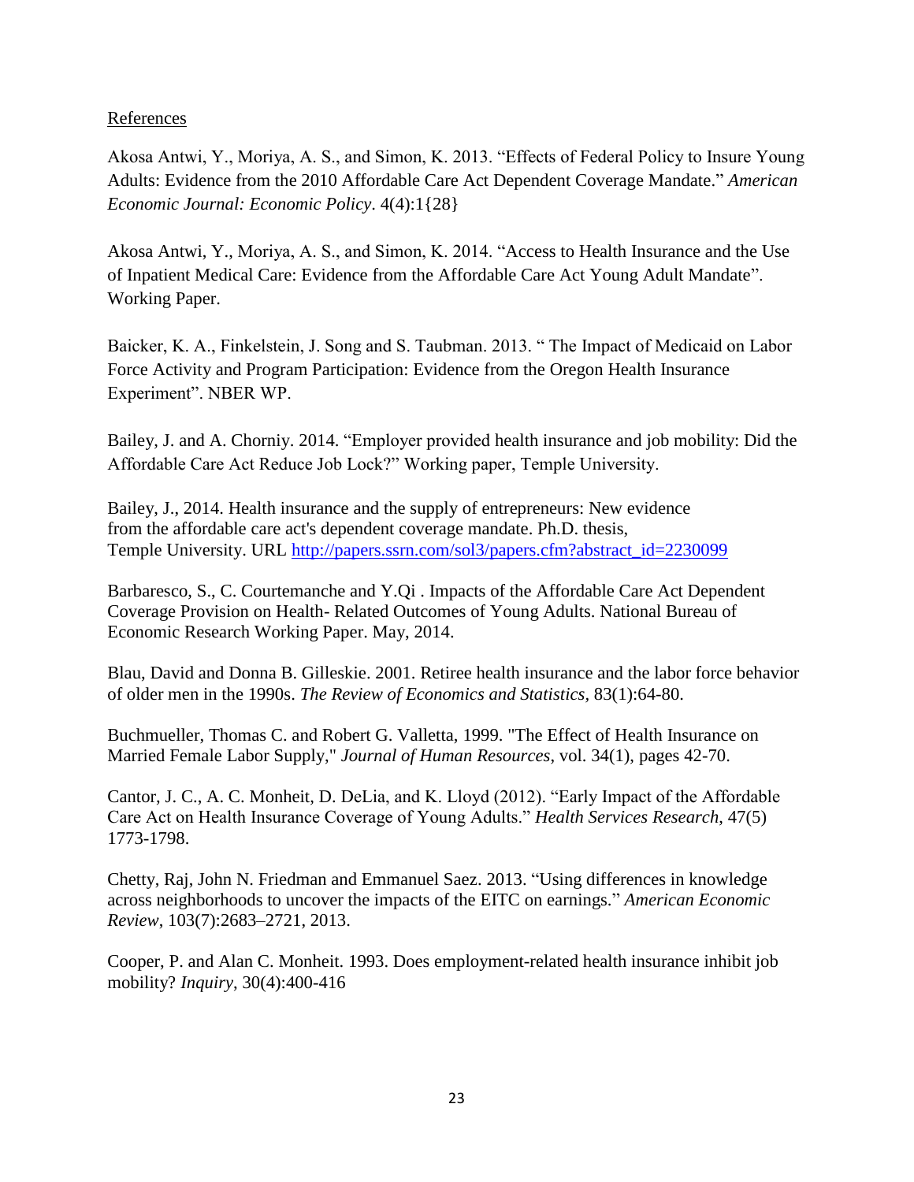References

Akosa Antwi, Y., Moriya, A. S., and Simon, K. 2013. "Effects of Federal Policy to Insure Young Adults: Evidence from the 2010 Affordable Care Act Dependent Coverage Mandate." *American Economic Journal: Economic Policy*. 4(4):1{28}

Akosa Antwi, Y., Moriya, A. S., and Simon, K. 2014. "Access to Health Insurance and the Use of Inpatient Medical Care: Evidence from the Affordable Care Act Young Adult Mandate". Working Paper.

Baicker, K. A., Finkelstein, J. Song and S. Taubman. 2013. " The Impact of Medicaid on Labor Force Activity and Program Participation: Evidence from the Oregon Health Insurance Experiment". NBER WP.

Bailey, J. and A. Chorniy. 2014. "Employer provided health insurance and job mobility: Did the Affordable Care Act Reduce Job Lock?" Working paper, Temple University.

Bailey, J., 2014. Health insurance and the supply of entrepreneurs: New evidence from the affordable care act's dependent coverage mandate. Ph.D. thesis, Temple University. URL http://papers.ssrn.com/sol3/papers.cfm?abstract_id=2230099

Barbaresco, S., C. Courtemanche and Y.Qi . Impacts of the Affordable Care Act Dependent Coverage Provision on Health- Related Outcomes of Young Adults. National Bureau of Economic Research Working Paper. May, 2014.

Blau, David and Donna B. Gilleskie. 2001. Retiree health insurance and the labor force behavior of older men in the 1990s. *The Review of Economics and Statistics*, 83(1):64-80.

Buchmueller, Thomas C. and Robert G. Valletta, 1999. "The Effect of Health Insurance on Married Female Labor Supply," *Journal of Human Resources*, vol. 34(1), pages 42-70.

Cantor, J. C., A. C. Monheit, D. DeLia, and K. Lloyd (2012). "Early Impact of the Affordable Care Act on Health Insurance Coverage of Young Adults." *Health Services Research*, 47(5) 1773-1798.

Chetty, Raj, John N. Friedman and Emmanuel Saez. 2013. "Using differences in knowledge across neighborhoods to uncover the impacts of the EITC on earnings." *American Economic Review*, 103(7):2683–2721, 2013.

Cooper, P. and Alan C. Monheit. 1993. Does employment-related health insurance inhibit job mobility? *Inquiry*, 30(4):400-416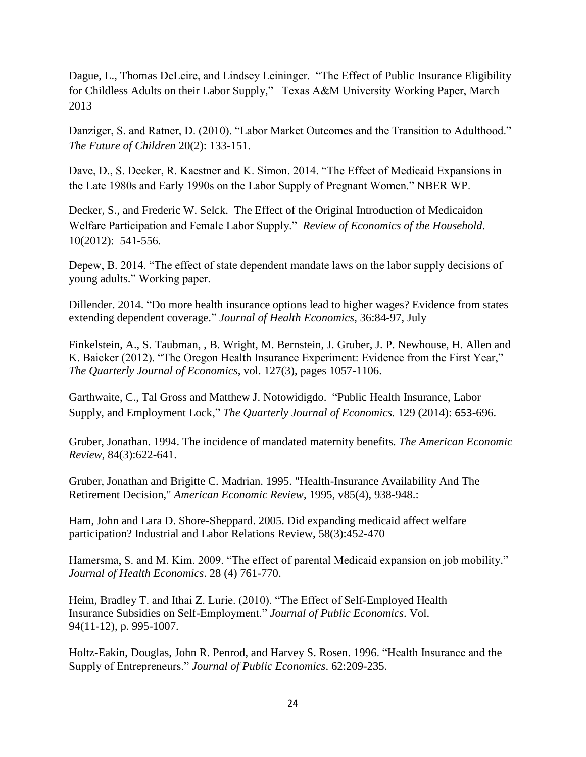Dague, L., Thomas DeLeire, and Lindsey Leininger. "The Effect of Public Insurance Eligibility for Childless Adults on their Labor Supply," Texas A&M University Working Paper, March 2013

Danziger, S. and Ratner, D. (2010). "Labor Market Outcomes and the Transition to Adulthood." *The Future of Children* 20(2): 133-151.

Dave, D., S. Decker, R. Kaestner and K. Simon. 2014. "The Effect of Medicaid Expansions in the Late 1980s and Early 1990s on the Labor Supply of Pregnant Women." NBER WP.

Decker, S., and Frederic W. Selck. The Effect of the Original Introduction of Medicaidon Welfare Participation and Female Labor Supply." *Review of Economics of the Household*. 10(2012): 541-556.

Depew, B. 2014. "The effect of state dependent mandate laws on the labor supply decisions of young adults." Working paper.

Dillender. 2014. "Do more health insurance options lead to higher wages? Evidence from states extending dependent coverage." *Journal of Health Economics*, 36:84-97, July

Finkelstein, A., S. Taubman, , B. Wright, M. Bernstein, J. Gruber, J. P. Newhouse, H. Allen and K. Baicker (2012). "The Oregon Health Insurance Experiment: Evidence from the First Year," *The Quarterly Journal of Economics*, vol. 127(3), pages 1057-1106.

Garthwaite, C., Tal Gross and Matthew J. Notowidigdo. "Public Health Insurance, Labor Supply, and Employment Lock," *The Quarterly Journal of Economics.* 129 (2014): 653-696.

Gruber, Jonathan. 1994. The incidence of mandated maternity benefits. *The American Economic Review*, 84(3):622-641.

Gruber, Jonathan and Brigitte C. Madrian. 1995. "Health-Insurance Availability And The Retirement Decision," *American Economic Review*, 1995, v85(4), 938-948.:

Ham, John and Lara D. Shore-Sheppard. 2005. Did expanding medicaid affect welfare participation? Industrial and Labor Relations Review, 58(3):452-470

Hamersma, S. and M. Kim. 2009. "The effect of parental Medicaid expansion on job mobility." *Journal of Health Economics*. 28 (4) 761-770.

Heim, Bradley T. and Ithai Z. Lurie. (2010). "The Effect of Self-Employed Health Insurance Subsidies on Self-Employment." *Journal of Public Economics*. Vol. 94(11-12), p. 995-1007.

Holtz-Eakin, Douglas, John R. Penrod, and Harvey S. Rosen. 1996. "Health Insurance and the Supply of Entrepreneurs." *Journal of Public Economics*. 62:209-235.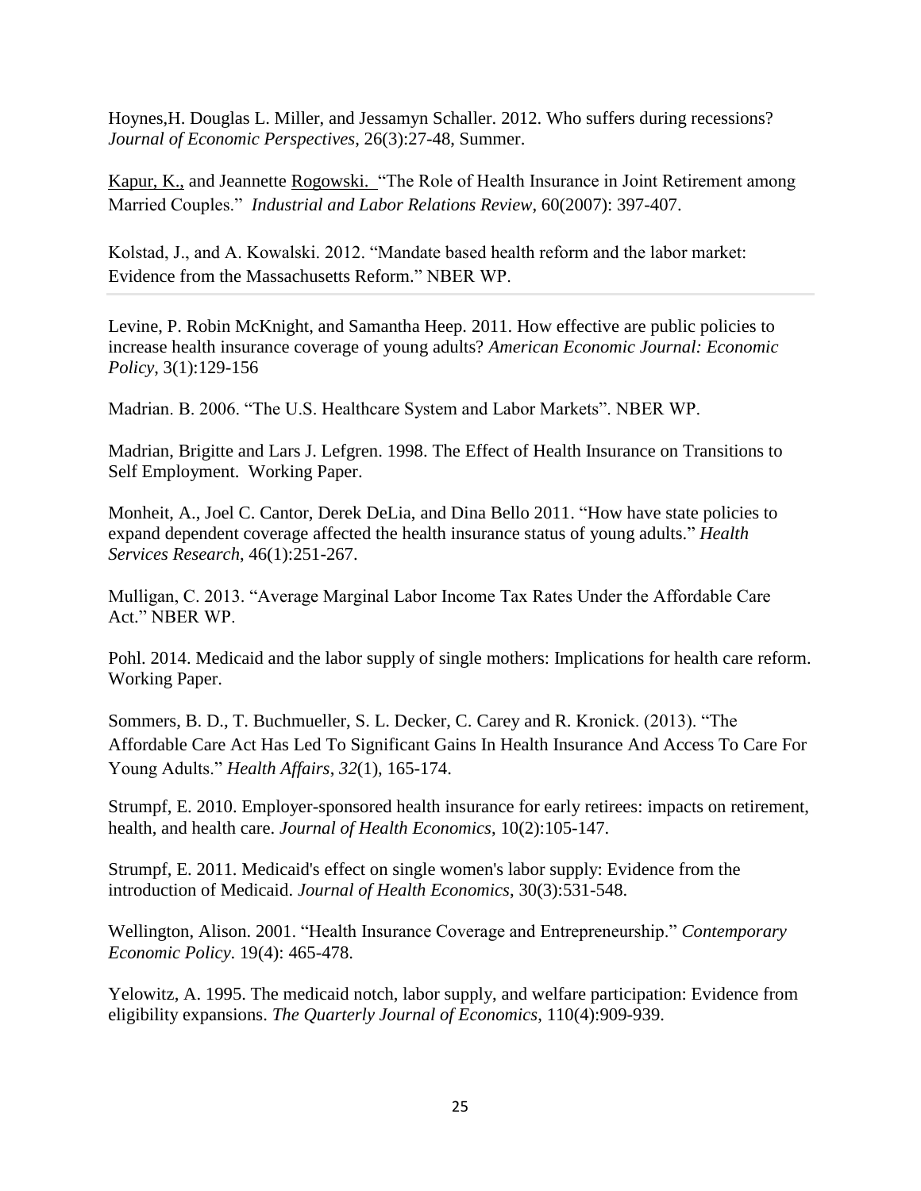Hoynes,H. Douglas L. Miller, and Jessamyn Schaller. 2012. Who suffers during recessions? *Journal of Economic Perspectives*, 26(3):27-48, Summer.

Kapur, K., and Jeannette Rogowski. "The Role of Health Insurance in Joint Retirement among Married Couples." *Industrial and Labor Relations Review*, 60(2007): 397-407.

Kolstad, J., and A. Kowalski. 2012. "Mandate based health reform and the labor market: Evidence from the Massachusetts Reform." NBER WP.

Levine, P. Robin McKnight, and Samantha Heep. 2011. How effective are public policies to increase health insurance coverage of young adults? *American Economic Journal: Economic Policy*, 3(1):129-156

Madrian. B. 2006. "The U.S. Healthcare System and Labor Markets". NBER WP.

Madrian, Brigitte and Lars J. Lefgren. 1998. The Effect of Health Insurance on Transitions to Self Employment. Working Paper.

Monheit, A., Joel C. Cantor, Derek DeLia, and Dina Bello 2011. "How have state policies to expand dependent coverage affected the health insurance status of young adults." *Health Services Research*, 46(1):251-267.

Mulligan, C. 2013. "Average Marginal Labor Income Tax Rates Under the Affordable Care Act." NBER WP.

Pohl. 2014. Medicaid and the labor supply of single mothers: Implications for health care reform. Working Paper.

Sommers, B. D., T. Buchmueller, S. L. Decker, C. Carey and R. Kronick. (2013). "The Affordable Care Act Has Led To Significant Gains In Health Insurance And Access To Care For Young Adults." *Health Affairs*, *32*(1), 165-174.

Strumpf, E. 2010. Employer-sponsored health insurance for early retirees: impacts on retirement, health, and health care. *Journal of Health Economics*, 10(2):105-147.

Strumpf, E. 2011. Medicaid's effect on single women's labor supply: Evidence from the introduction of Medicaid. *Journal of Health Economics*, 30(3):531-548.

Wellington, Alison. 2001. "Health Insurance Coverage and Entrepreneurship." *Contemporary Economic Policy*. 19(4): 465-478.

Yelowitz, A. 1995. The medicaid notch, labor supply, and welfare participation: Evidence from eligibility expansions. *The Quarterly Journal of Economics*, 110(4):909-939.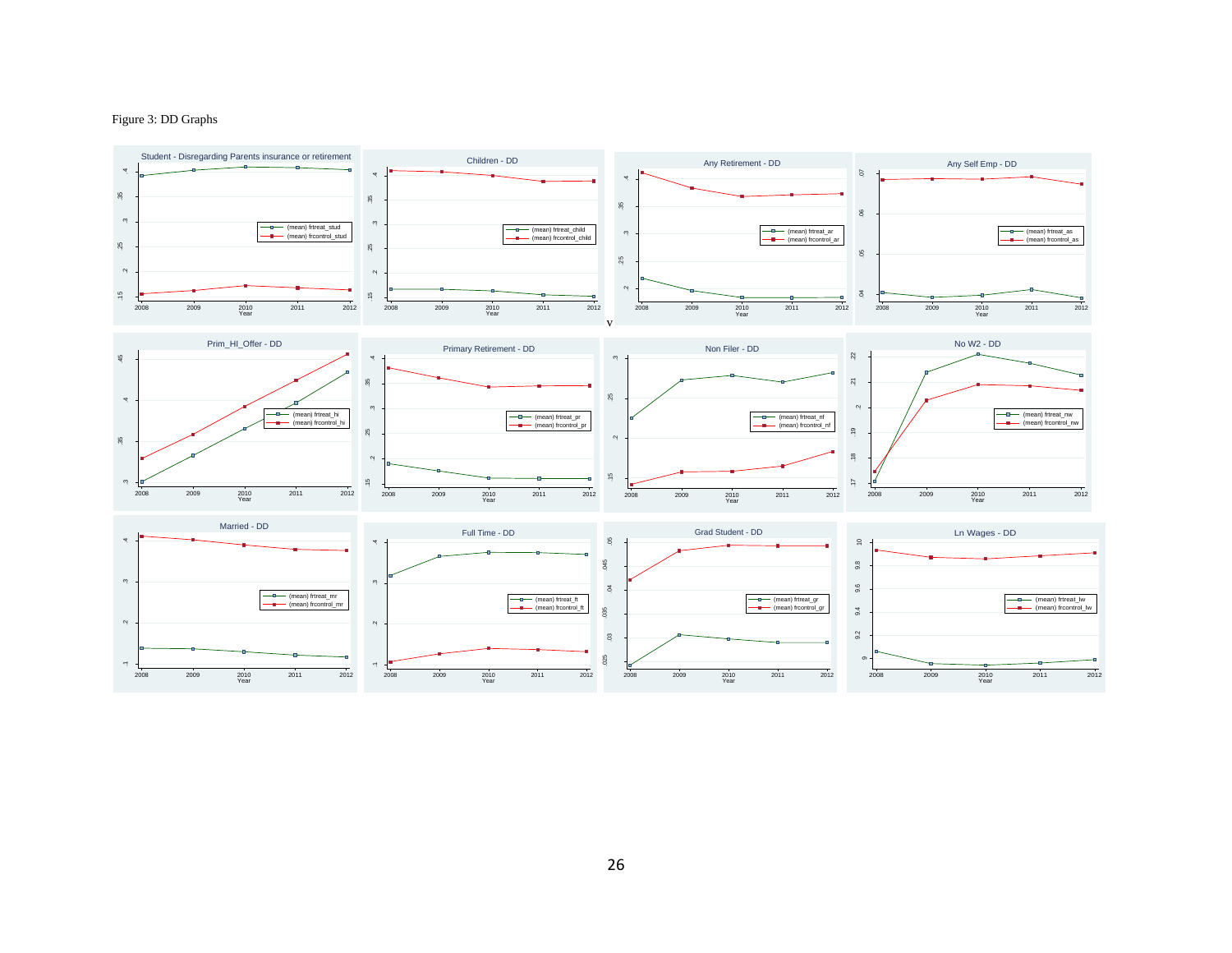Figure 3: DD Graphs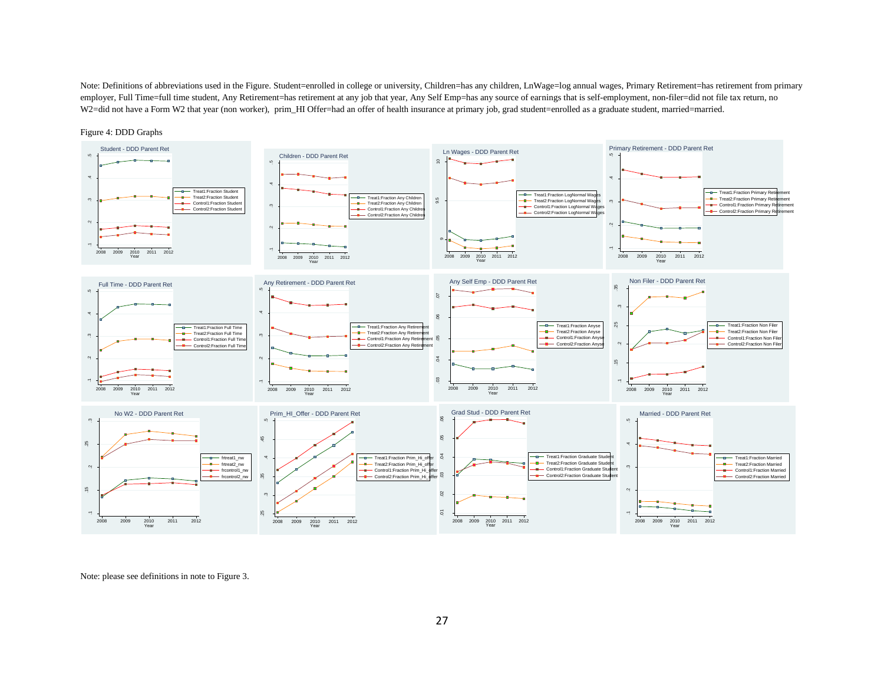Note: Definitions of abbreviations used in the Figure. Student=enrolled in college or university, Children=has any children, LnWage=log annual wages, Primary Retirement=has retirement from primary employer, Full Time=full time student, Any Retirement=has retirement at any job that year, Any Self Emp=has any source of earnings that is self-employment, non-filer=did not file tax return, no W2=did not have a Form W2 that year (non worker), prim_HI Offer=had an offer of health insurance at primary job, grad student=enrolled as a graduate student, married=married.

Figure 4: DDD Graphs

Note: please see definitions in note to Figure 3.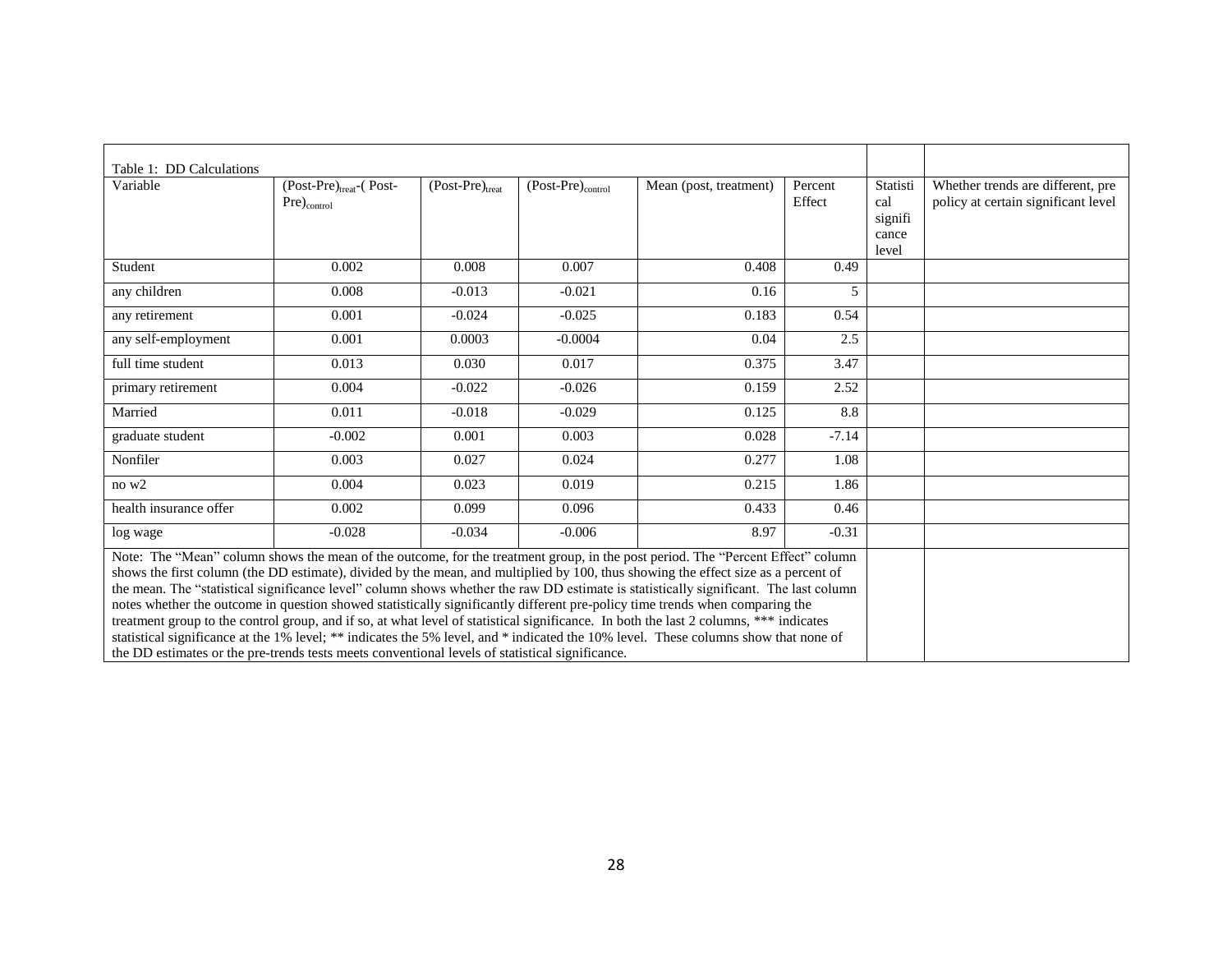Table 1: DD Calculations

| Variable | $(\text{Post-Pre})_{treat}$-( Post-$\text{Pre})_{control}$ | $(\text{Post-Pre})_{treat}$ | $(\text{Post-Pre})_{control}$ | Mean (post, treatment) | Percent Effect | Statistical significance level | Whether trends are different, pre policy at certain significant level |
|---|---|---|---|---|---|---|---|
| Student | 0.002 | 0.008 | 0.007 | 0.408 | 0.49 | | |
| any children | 0.008 | -0.013 | -0.021 | 0.16 | 5 | | |
| any retirement | 0.001 | -0.024 | -0.025 | 0.183 | 0.54 | | |
| any self-employment | 0.001 | 0.0003 | -0.0004 | 0.04 | 2.5 | | |
| full time student | 0.013 | 0.030 | 0.017 | 0.375 | 3.47 | | |
| primary retirement | 0.004 | -0.022 | -0.026 | 0.159 | 2.52 | | |
| Married | 0.011 | -0.018 | -0.029 | 0.125 | 8.8 | | |
| graduate student | -0.002 | 0.001 | 0.003 | 0.028 | -7.14 | | |
| Nonfiler | 0.003 | 0.027 | 0.024 | 0.277 | 1.08 | | |
| no w2 | 0.004 | 0.023 | 0.019 | 0.215 | 1.86 | | |
| health insurance offer | 0.002 | 0.099 | 0.096 | 0.433 | 0.46 | | |
| log wage | -0.028 | -0.034 | -0.006 | 8.97 | -0.31 | | |

Note: The "Mean" column shows the mean of the outcome, for the treatment group, in the post period. The "Percent Effect" column shows the first column (the DD estimate), divided by the mean, and multiplied by 100, thus showing the effect size as a percent of the mean. The "statistical significance level" column shows whether the raw DD estimate is statistically significant. The last column notes whether the outcome in question showed statistically significantly different pre-policy time trends when comparing the treatment group to the control group, and if so, at what level of statistical significance. In both the last 2 columns, *** indicates statistical significance at the 1% level; ** indicates the 5% level, and * indicated the 10% level. These columns show that none of the DD estimates or the pre-trends tests meets conventional levels of statistical significance.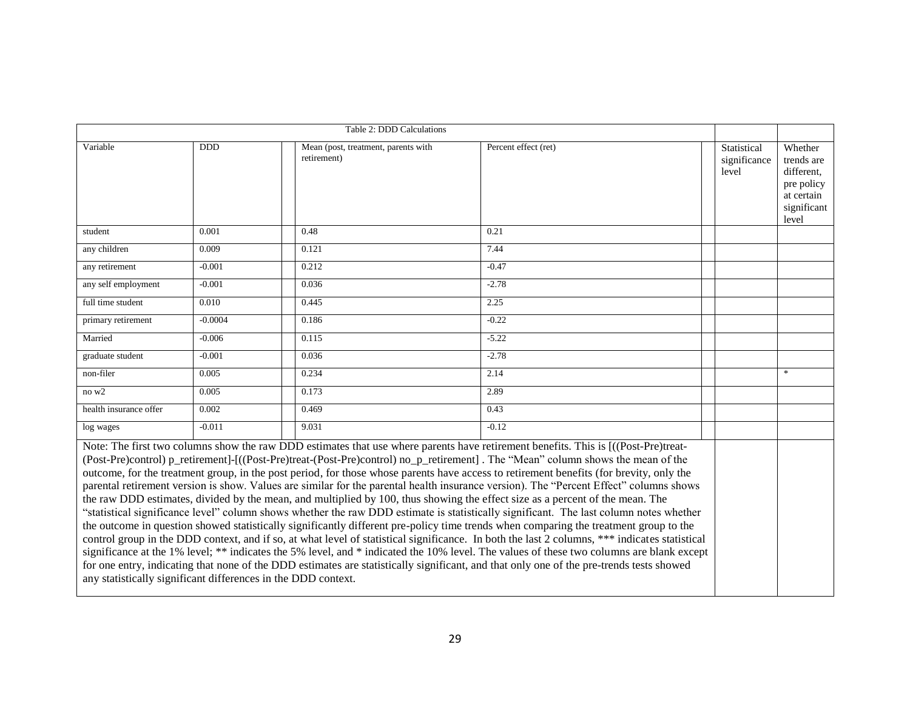Table 2: DDD Calculations

| Variable | DDD | Mean (post, treatment, parents with retirement) | Percent effect (ret) | Statistical significance level | Whether trends are different, pre policy at certain significant level |
|---|---|---|---|---|---|
| student | 0.001 | 0.48 | 0.21 | | |
| any children | 0.009 | 0.121 | 7.44 | | |
| any retirement | -0.001 | 0.212 | -0.47 | | |
| any self employment | -0.001 | 0.036 | -2.78 | | |
| full time student | 0.010 | 0.445 | 2.25 | | |
| primary retirement | -0.0004 | 0.186 | -0.22 | | |
| Married | -0.006 | 0.115 | -5.22 | | |
| graduate student | -0.001 | 0.036 | -2.78 | | |
| non-filer | 0.005 | 0.234 | 2.14 | | * |
| no w2 | 0.005 | 0.173 | 2.89 | | |
| health insurance offer | 0.002 | 0.469 | 0.43 | | |
| log wages | -0.011 | 9.031 | -0.12 | | |

Note: The first two columns show the raw DDD estimates that use where parents have retirement benefits. This is [((Post-Pre)treat-(Post-Pre)control) p_retirement]-[((Post-Pre)treat-(Post-Pre)control) no_p_retirement] . The "Mean" column shows the mean of the outcome, for the treatment group, in the post period, for those whose parents have access to retirement benefits (for brevity, only the parental retirement version is show. Values are similar for the parental health insurance version). The "Percent Effect" columns shows the raw DDD estimates, divided by the mean, and multiplied by 100, thus showing the effect size as a percent of the mean. The "statistical significance level" column shows whether the raw DDD estimate is statistically significant. The last column notes whether the outcome in question showed statistically significantly different pre-policy time trends when comparing the treatment group to the control group in the DDD context, and if so, at what level of statistical significance. In both the last 2 columns, *** indicates statistical significance at the 1% level; ** indicates the 5% level, and * indicated the 10% level. The values of these two columns are blank except for one entry, indicating that none of the DDD estimates are statistically significant, and that only one of the pre-trends tests showed any statistically significant differences in the DDD context.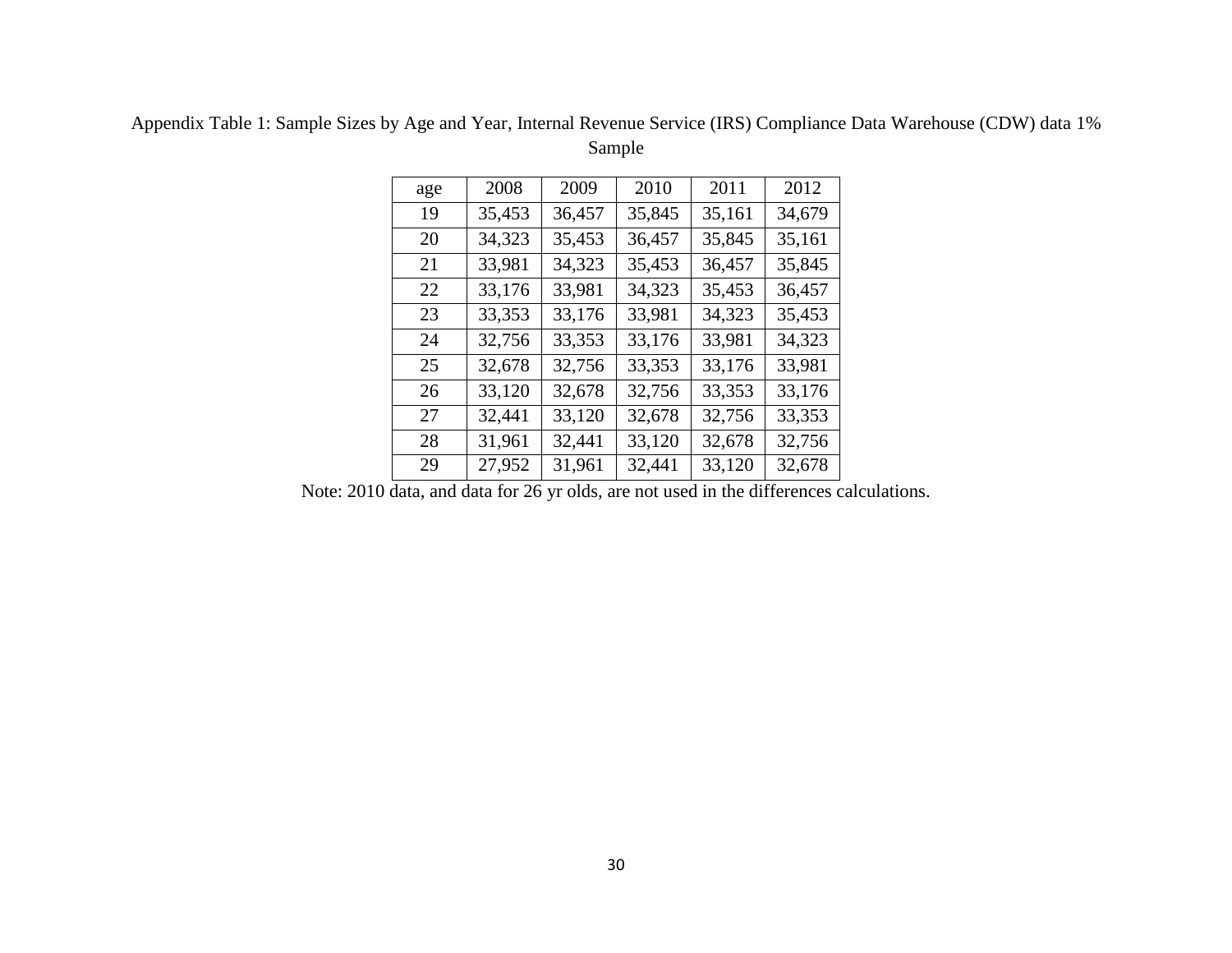Appendix Table 1: Sample Sizes by Age and Year, Internal Revenue Service (IRS) Compliance Data Warehouse (CDW) data 1% Sample

| age | 2008 | 2009 | 2010 | 2011 | 2012 |
|---|---|---|---|---|---|
| 19 | 35,453 | 36,457 | 35,845 | 35,161 | 34,679 |
| 20 | 34,323 | 35,453 | 36,457 | 35,845 | 35,161 |
| 21 | 33,981 | 34,323 | 35,453 | 36,457 | 35,845 |
| 22 | 33,176 | 33,981 | 34,323 | 35,453 | 36,457 |
| 23 | 33,353 | 33,176 | 33,981 | 34,323 | 35,453 |
| 24 | 32,756 | 33,353 | 33,176 | 33,981 | 34,323 |
| 25 | 32,678 | 32,756 | 33,353 | 33,176 | 33,981 |
| 26 | 33,120 | 32,678 | 32,756 | 33,353 | 33,176 |
| 27 | 32,441 | 33,120 | 32,678 | 32,756 | 33,353 |
| 28 | 31,961 | 32,441 | 33,120 | 32,678 | 32,756 |
| 29 | 27,952 | 31,961 | 32,441 | 33,120 | 32,678 |

Note: 2010 data, and data for 26 yr olds, are not used in the differences calculations.